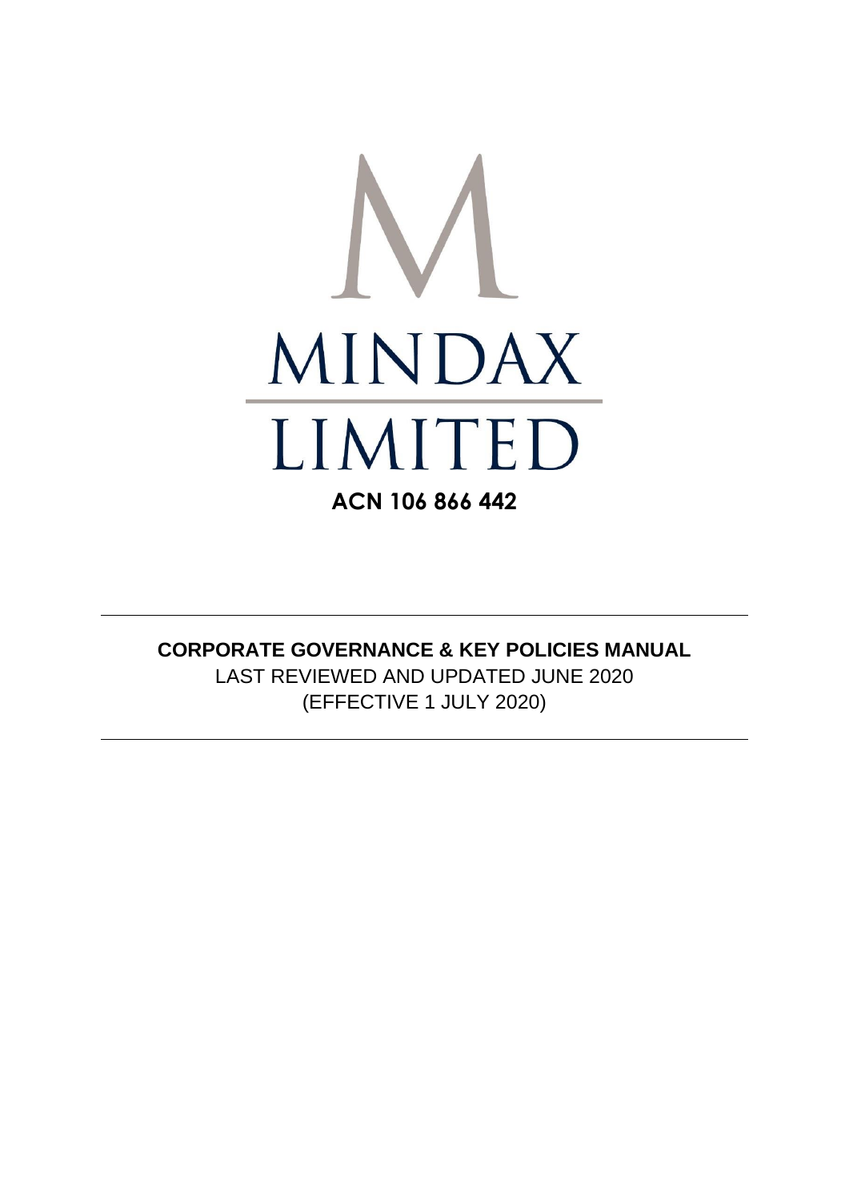# MINDAX LIMITED

**ACN 106 866 442**

---

**CORPORATE GOVERNANCE & KEY POLICIES MANUAL**

LAST REVIEWED AND UPDATED JUNE 2020

(EFFECTIVE 1 JULY 2020)

---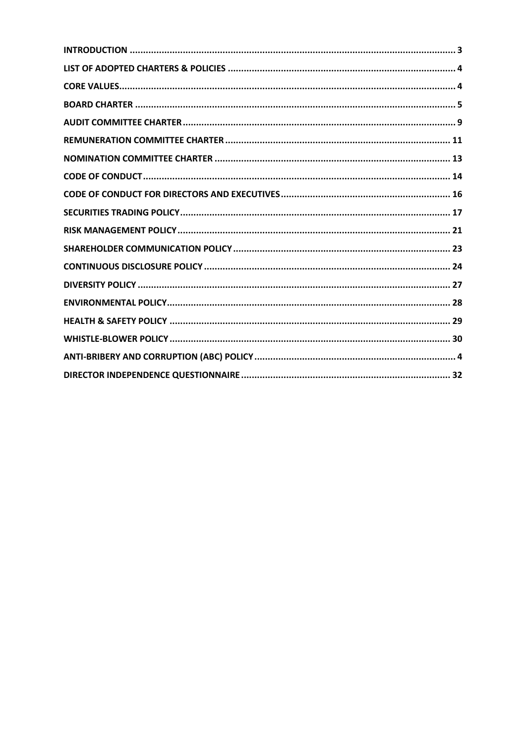| | |
|---|---|
| **INTRODUCTION** | **3** |
| **LIST OF ADOPTED CHARTERS & POLICIES** | **4** |
| **CORE VALUES** | **4** |
| **BOARD CHARTER** | **5** |
| **AUDIT COMMITTEE CHARTER** | **9** |
| **REMUNERATION COMMITTEE CHARTER** | **11** |
| **NOMINATION COMMITTEE CHARTER** | **13** |
| **CODE OF CONDUCT** | **14** |
| **CODE OF CONDUCT FOR DIRECTORS AND EXECUTIVES** | **16** |
| **SECURITIES TRADING POLICY** | **17** |
| **RISK MANAGEMENT POLICY** | **21** |
| **SHAREHOLDER COMMUNICATION POLICY** | **23** |
| **CONTINUOUS DISCLOSURE POLICY** | **24** |
| **DIVERSITY POLICY** | **27** |
| **ENVIRONMENTAL POLICY** | **28** |
| **HEALTH & SAFETY POLICY** | **29** |
| **WHISTLE-BLOWER POLICY** | **30** |
| **ANTI-BRIBERY AND CORRUPTION (ABC) POLICY** | **4** |
| **DIRECTOR INDEPENDENCE QUESTIONNAIRE** | **32** |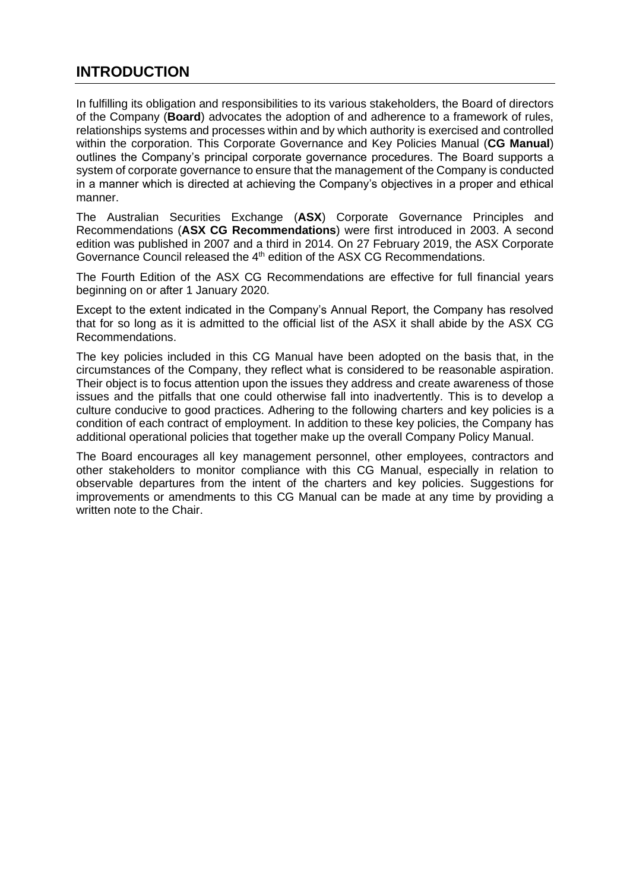## INTRODUCTION

In fulfilling its obligation and responsibilities to its various stakeholders, the Board of directors of the Company (**Board**) advocates the adoption of and adherence to a framework of rules, relationships systems and processes within and by which authority is exercised and controlled within the corporation. This Corporate Governance and Key Policies Manual (**CG Manual**) outlines the Company's principal corporate governance procedures. The Board supports a system of corporate governance to ensure that the management of the Company is conducted in a manner which is directed at achieving the Company's objectives in a proper and ethical manner.

The Australian Securities Exchange (**ASX**) Corporate Governance Principles and Recommendations (**ASX CG Recommendations**) were first introduced in 2003. A second edition was published in 2007 and a third in 2014. On 27 February 2019, the ASX Corporate Governance Council released the 4th edition of the ASX CG Recommendations.

The Fourth Edition of the ASX CG Recommendations are effective for full financial years beginning on or after 1 January 2020.

Except to the extent indicated in the Company's Annual Report, the Company has resolved that for so long as it is admitted to the official list of the ASX it shall abide by the ASX CG Recommendations.

The key policies included in this CG Manual have been adopted on the basis that, in the circumstances of the Company, they reflect what is considered to be reasonable aspiration. Their object is to focus attention upon the issues they address and create awareness of those issues and the pitfalls that one could otherwise fall into inadvertently. This is to develop a culture conducive to good practices. Adhering to the following charters and key policies is a condition of each contract of employment. In addition to these key policies, the Company has additional operational policies that together make up the overall Company Policy Manual.

The Board encourages all key management personnel, other employees, contractors and other stakeholders to monitor compliance with this CG Manual, especially in relation to observable departures from the intent of the charters and key policies. Suggestions for improvements or amendments to this CG Manual can be made at any time by providing a written note to the Chair.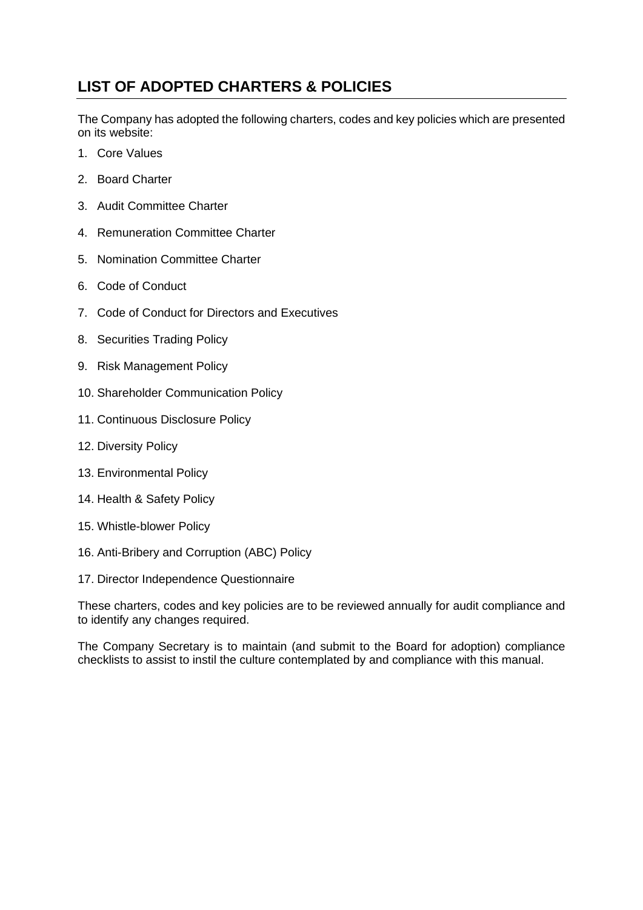## LIST OF ADOPTED CHARTERS & POLICIES

The Company has adopted the following charters, codes and key policies which are presented on its website:

1. Core Values
2. Board Charter
3. Audit Committee Charter
4. Remuneration Committee Charter
5. Nomination Committee Charter
6. Code of Conduct
7. Code of Conduct for Directors and Executives
8. Securities Trading Policy
9. Risk Management Policy
10. Shareholder Communication Policy
11. Continuous Disclosure Policy
12. Diversity Policy
13. Environmental Policy
14. Health & Safety Policy
15. Whistle-blower Policy
16. Anti-Bribery and Corruption (ABC) Policy
17. Director Independence Questionnaire

These charters, codes and key policies are to be reviewed annually for audit compliance and to identify any changes required.

The Company Secretary is to maintain (and submit to the Board for adoption) compliance checklists to assist to instil the culture contemplated by and compliance with this manual.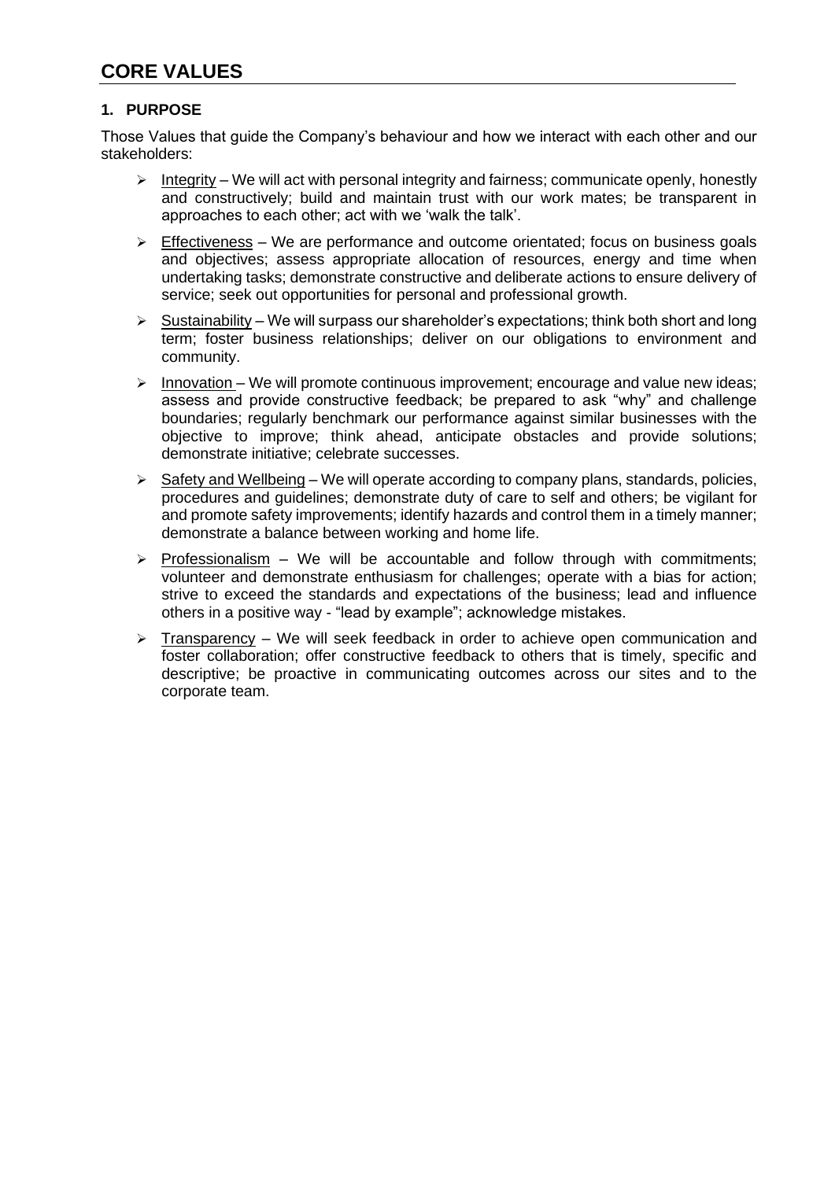# CORE VALUES

## 1. PURPOSE

Those Values that guide the Company's behaviour and how we interact with each other and our stakeholders:

- Integrity – We will act with personal integrity and fairness; communicate openly, honestly and constructively; build and maintain trust with our work mates; be transparent in approaches to each other; act with we 'walk the talk'.
- Effectiveness – We are performance and outcome orientated; focus on business goals and objectives; assess appropriate allocation of resources, energy and time when undertaking tasks; demonstrate constructive and deliberate actions to ensure delivery of service; seek out opportunities for personal and professional growth.
- Sustainability – We will surpass our shareholder's expectations; think both short and long term; foster business relationships; deliver on our obligations to environment and community.
- Innovation – We will promote continuous improvement; encourage and value new ideas; assess and provide constructive feedback; be prepared to ask "why" and challenge boundaries; regularly benchmark our performance against similar businesses with the objective to improve; think ahead, anticipate obstacles and provide solutions; demonstrate initiative; celebrate successes.
- Safety and Wellbeing – We will operate according to company plans, standards, policies, procedures and guidelines; demonstrate duty of care to self and others; be vigilant for and promote safety improvements; identify hazards and control them in a timely manner; demonstrate a balance between working and home life.
- Professionalism – We will be accountable and follow through with commitments; volunteer and demonstrate enthusiasm for challenges; operate with a bias for action; strive to exceed the standards and expectations of the business; lead and influence others in a positive way - "lead by example"; acknowledge mistakes.
- Transparency – We will seek feedback in order to achieve open communication and foster collaboration; offer constructive feedback to others that is timely, specific and descriptive; be proactive in communicating outcomes across our sites and to the corporate team.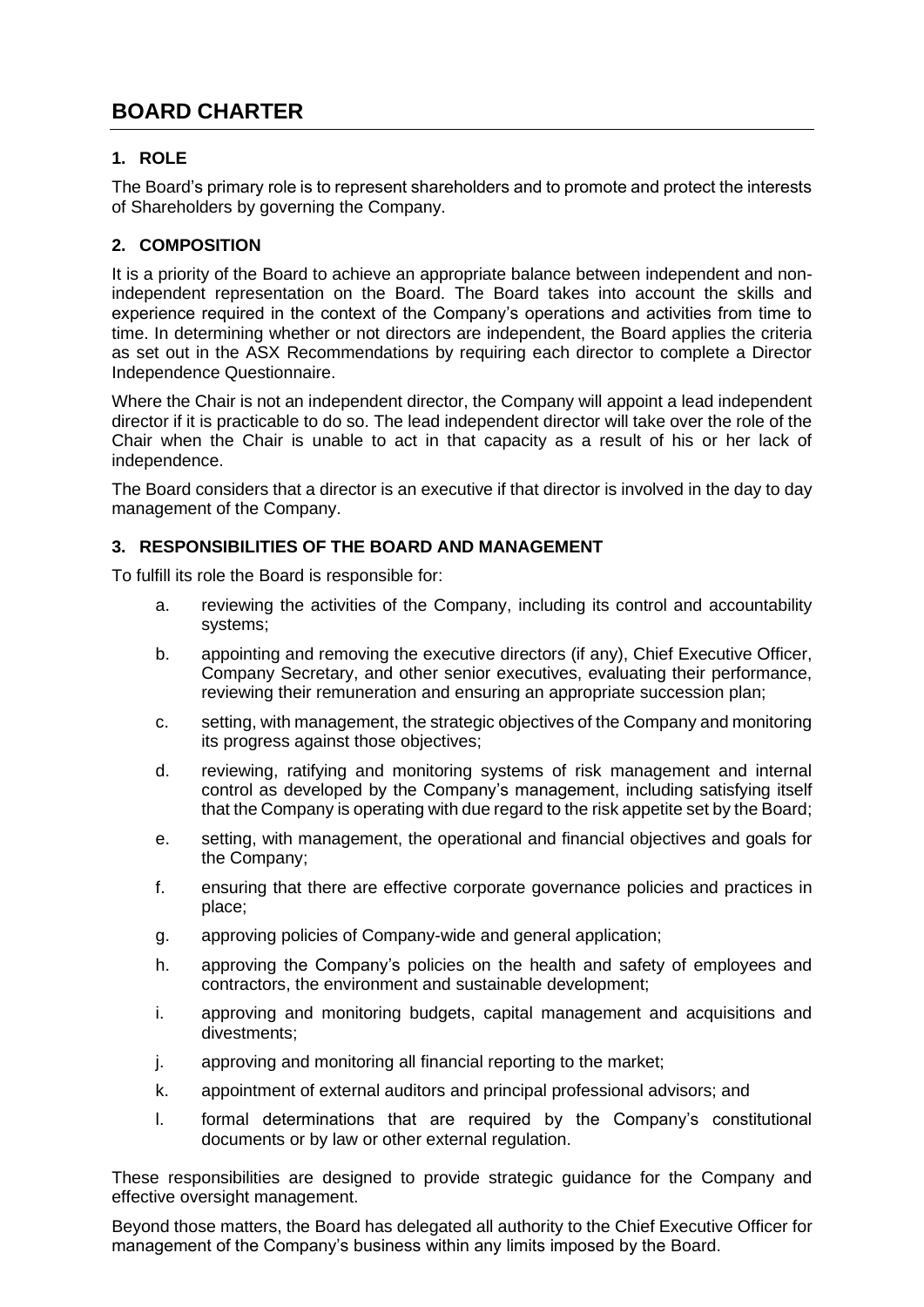# BOARD CHARTER

## 1. ROLE

The Board's primary role is to represent shareholders and to promote and protect the interests of Shareholders by governing the Company.

## 2. COMPOSITION

It is a priority of the Board to achieve an appropriate balance between independent and non-independent representation on the Board. The Board takes into account the skills and experience required in the context of the Company's operations and activities from time to time. In determining whether or not directors are independent, the Board applies the criteria as set out in the ASX Recommendations by requiring each director to complete a Director Independence Questionnaire.

Where the Chair is not an independent director, the Company will appoint a lead independent director if it is practicable to do so. The lead independent director will take over the role of the Chair when the Chair is unable to act in that capacity as a result of his or her lack of independence.

The Board considers that a director is an executive if that director is involved in the day to day management of the Company.

## 3. RESPONSIBILITIES OF THE BOARD AND MANAGEMENT

To fulfill its role the Board is responsible for:

a. reviewing the activities of the Company, including its control and accountability systems;

b. appointing and removing the executive directors (if any), Chief Executive Officer, Company Secretary, and other senior executives, evaluating their performance, reviewing their remuneration and ensuring an appropriate succession plan;

c. setting, with management, the strategic objectives of the Company and monitoring its progress against those objectives;

d. reviewing, ratifying and monitoring systems of risk management and internal control as developed by the Company's management, including satisfying itself that the Company is operating with due regard to the risk appetite set by the Board;

e. setting, with management, the operational and financial objectives and goals for the Company;

f. ensuring that there are effective corporate governance policies and practices in place;

g. approving policies of Company-wide and general application;

h. approving the Company's policies on the health and safety of employees and contractors, the environment and sustainable development;

i. approving and monitoring budgets, capital management and acquisitions and divestments;

j. approving and monitoring all financial reporting to the market;

k. appointment of external auditors and principal professional advisors; and

l. formal determinations that are required by the Company's constitutional documents or by law or other external regulation.

These responsibilities are designed to provide strategic guidance for the Company and effective oversight management.

Beyond those matters, the Board has delegated all authority to the Chief Executive Officer for management of the Company's business within any limits imposed by the Board.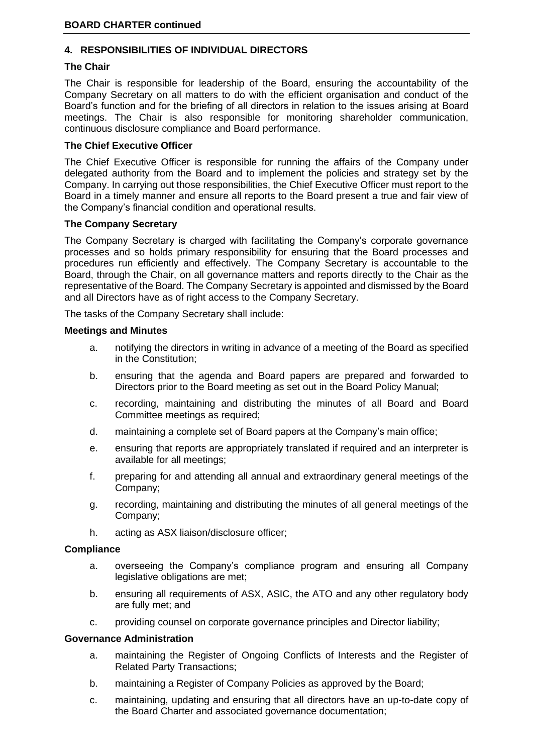## 4. RESPONSIBILITIES OF INDIVIDUAL DIRECTORS

### The Chair

The Chair is responsible for leadership of the Board, ensuring the accountability of the Company Secretary on all matters to do with the efficient organisation and conduct of the Board's function and for the briefing of all directors in relation to the issues arising at Board meetings. The Chair is also responsible for monitoring shareholder communication, continuous disclosure compliance and Board performance.

### The Chief Executive Officer

The Chief Executive Officer is responsible for running the affairs of the Company under delegated authority from the Board and to implement the policies and strategy set by the Company. In carrying out those responsibilities, the Chief Executive Officer must report to the Board in a timely manner and ensure all reports to the Board present a true and fair view of the Company's financial condition and operational results.

### The Company Secretary

The Company Secretary is charged with facilitating the Company's corporate governance processes and so holds primary responsibility for ensuring that the Board processes and procedures run efficiently and effectively. The Company Secretary is accountable to the Board, through the Chair, on all governance matters and reports directly to the Chair as the representative of the Board. The Company Secretary is appointed and dismissed by the Board and all Directors have as of right access to the Company Secretary.

The tasks of the Company Secretary shall include:

#### Meetings and Minutes

a. notifying the directors in writing in advance of a meeting of the Board as specified in the Constitution;

b. ensuring that the agenda and Board papers are prepared and forwarded to Directors prior to the Board meeting as set out in the Board Policy Manual;

c. recording, maintaining and distributing the minutes of all Board and Board Committee meetings as required;

d. maintaining a complete set of Board papers at the Company's main office;

e. ensuring that reports are appropriately translated if required and an interpreter is available for all meetings;

f. preparing for and attending all annual and extraordinary general meetings of the Company;

g. recording, maintaining and distributing the minutes of all general meetings of the Company;

h. acting as ASX liaison/disclosure officer;

#### Compliance

a. overseeing the Company's compliance program and ensuring all Company legislative obligations are met;

b. ensuring all requirements of ASX, ASIC, the ATO and any other regulatory body are fully met; and

c. providing counsel on corporate governance principles and Director liability;

#### Governance Administration

a. maintaining the Register of Ongoing Conflicts of Interests and the Register of Related Party Transactions;

b. maintaining a Register of Company Policies as approved by the Board;

c. maintaining, updating and ensuring that all directors have an up-to-date copy of the Board Charter and associated governance documentation;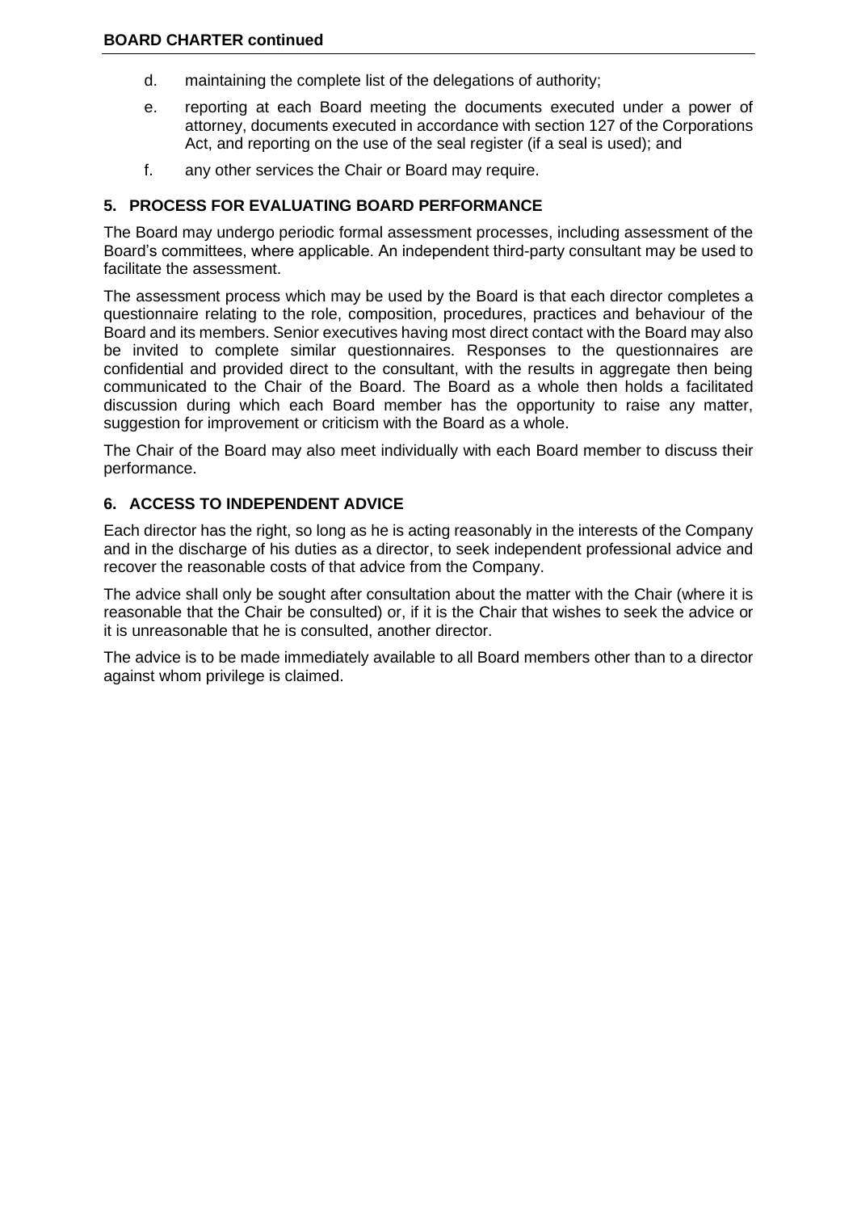d. maintaining the complete list of the delegations of authority;

e. reporting at each Board meeting the documents executed under a power of attorney, documents executed in accordance with section 127 of the Corporations Act, and reporting on the use of the seal register (if a seal is used); and

f. any other services the Chair or Board may require.

## 5. PROCESS FOR EVALUATING BOARD PERFORMANCE

The Board may undergo periodic formal assessment processes, including assessment of the Board's committees, where applicable. An independent third-party consultant may be used to facilitate the assessment.

The assessment process which may be used by the Board is that each director completes a questionnaire relating to the role, composition, procedures, practices and behaviour of the Board and its members. Senior executives having most direct contact with the Board may also be invited to complete similar questionnaires. Responses to the questionnaires are confidential and provided direct to the consultant, with the results in aggregate then being communicated to the Chair of the Board. The Board as a whole then holds a facilitated discussion during which each Board member has the opportunity to raise any matter, suggestion for improvement or criticism with the Board as a whole.

The Chair of the Board may also meet individually with each Board member to discuss their performance.

## 6. ACCESS TO INDEPENDENT ADVICE

Each director has the right, so long as he is acting reasonably in the interests of the Company and in the discharge of his duties as a director, to seek independent professional advice and recover the reasonable costs of that advice from the Company.

The advice shall only be sought after consultation about the matter with the Chair (where it is reasonable that the Chair be consulted) or, if it is the Chair that wishes to seek the advice or it is unreasonable that he is consulted, another director.

The advice is to be made immediately available to all Board members other than to a director against whom privilege is claimed.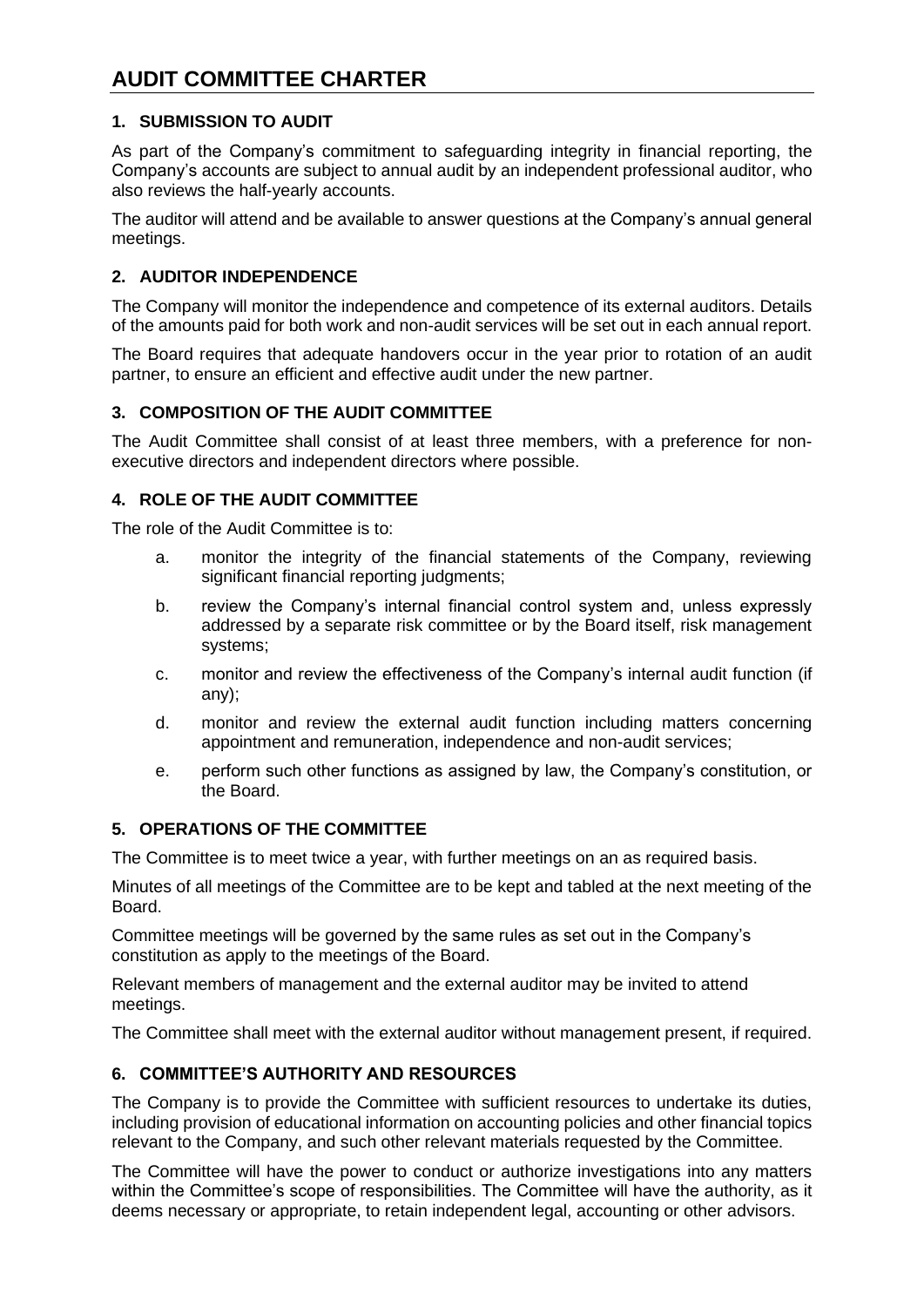# AUDIT COMMITTEE CHARTER

## 1. SUBMISSION TO AUDIT

As part of the Company's commitment to safeguarding integrity in financial reporting, the Company's accounts are subject to annual audit by an independent professional auditor, who also reviews the half-yearly accounts.

The auditor will attend and be available to answer questions at the Company's annual general meetings.

## 2. AUDITOR INDEPENDENCE

The Company will monitor the independence and competence of its external auditors. Details of the amounts paid for both work and non-audit services will be set out in each annual report.

The Board requires that adequate handovers occur in the year prior to rotation of an audit partner, to ensure an efficient and effective audit under the new partner.

## 3. COMPOSITION OF THE AUDIT COMMITTEE

The Audit Committee shall consist of at least three members, with a preference for non-executive directors and independent directors where possible.

## 4. ROLE OF THE AUDIT COMMITTEE

The role of the Audit Committee is to:

a. monitor the integrity of the financial statements of the Company, reviewing significant financial reporting judgments;

b. review the Company's internal financial control system and, unless expressly addressed by a separate risk committee or by the Board itself, risk management systems;

c. monitor and review the effectiveness of the Company's internal audit function (if any);

d. monitor and review the external audit function including matters concerning appointment and remuneration, independence and non-audit services;

e. perform such other functions as assigned by law, the Company's constitution, or the Board.

## 5. OPERATIONS OF THE COMMITTEE

The Committee is to meet twice a year, with further meetings on an as required basis.

Minutes of all meetings of the Committee are to be kept and tabled at the next meeting of the Board.

Committee meetings will be governed by the same rules as set out in the Company's constitution as apply to the meetings of the Board.

Relevant members of management and the external auditor may be invited to attend meetings.

The Committee shall meet with the external auditor without management present, if required.

## 6. COMMITTEE'S AUTHORITY AND RESOURCES

The Company is to provide the Committee with sufficient resources to undertake its duties, including provision of educational information on accounting policies and other financial topics relevant to the Company, and such other relevant materials requested by the Committee.

The Committee will have the power to conduct or authorize investigations into any matters within the Committee's scope of responsibilities. The Committee will have the authority, as it deems necessary or appropriate, to retain independent legal, accounting or other advisors.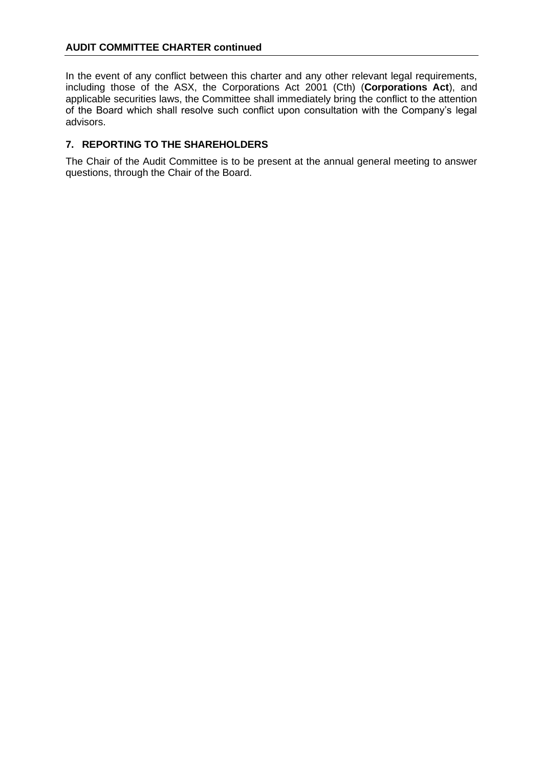In the event of any conflict between this charter and any other relevant legal requirements, including those of the ASX, the Corporations Act 2001 (Cth) (**Corporations Act**), and applicable securities laws, the Committee shall immediately bring the conflict to the attention of the Board which shall resolve such conflict upon consultation with the Company's legal advisors.

## 7. REPORTING TO THE SHAREHOLDERS

The Chair of the Audit Committee is to be present at the annual general meeting to answer questions, through the Chair of the Board.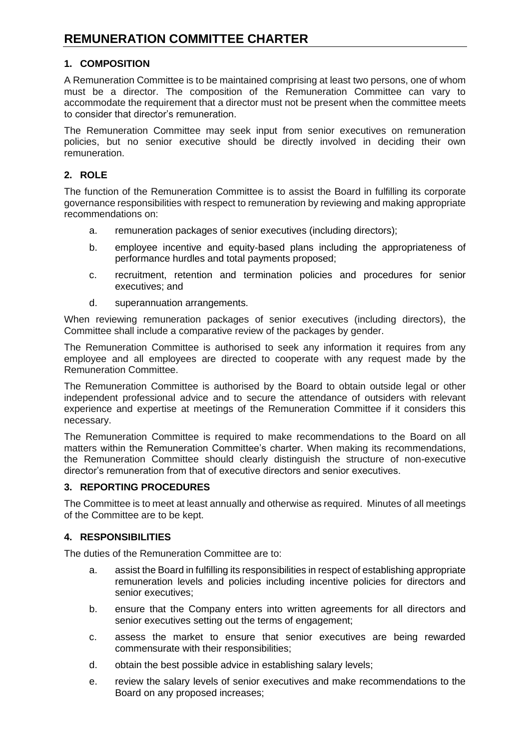# REMUNERATION COMMITTEE CHARTER

## 1. COMPOSITION

A Remuneration Committee is to be maintained comprising at least two persons, one of whom must be a director. The composition of the Remuneration Committee can vary to accommodate the requirement that a director must not be present when the committee meets to consider that director's remuneration.

The Remuneration Committee may seek input from senior executives on remuneration policies, but no senior executive should be directly involved in deciding their own remuneration.

## 2. ROLE

The function of the Remuneration Committee is to assist the Board in fulfilling its corporate governance responsibilities with respect to remuneration by reviewing and making appropriate recommendations on:

a. remuneration packages of senior executives (including directors);

b. employee incentive and equity-based plans including the appropriateness of performance hurdles and total payments proposed;

c. recruitment, retention and termination policies and procedures for senior executives; and

d. superannuation arrangements.

When reviewing remuneration packages of senior executives (including directors), the Committee shall include a comparative review of the packages by gender.

The Remuneration Committee is authorised to seek any information it requires from any employee and all employees are directed to cooperate with any request made by the Remuneration Committee.

The Remuneration Committee is authorised by the Board to obtain outside legal or other independent professional advice and to secure the attendance of outsiders with relevant experience and expertise at meetings of the Remuneration Committee if it considers this necessary.

The Remuneration Committee is required to make recommendations to the Board on all matters within the Remuneration Committee's charter. When making its recommendations, the Remuneration Committee should clearly distinguish the structure of non-executive director's remuneration from that of executive directors and senior executives.

## 3. REPORTING PROCEDURES

The Committee is to meet at least annually and otherwise as required. Minutes of all meetings of the Committee are to be kept.

## 4. RESPONSIBILITIES

The duties of the Remuneration Committee are to:

a. assist the Board in fulfilling its responsibilities in respect of establishing appropriate remuneration levels and policies including incentive policies for directors and senior executives;

b. ensure that the Company enters into written agreements for all directors and senior executives setting out the terms of engagement;

c. assess the market to ensure that senior executives are being rewarded commensurate with their responsibilities;

d. obtain the best possible advice in establishing salary levels;

e. review the salary levels of senior executives and make recommendations to the Board on any proposed increases;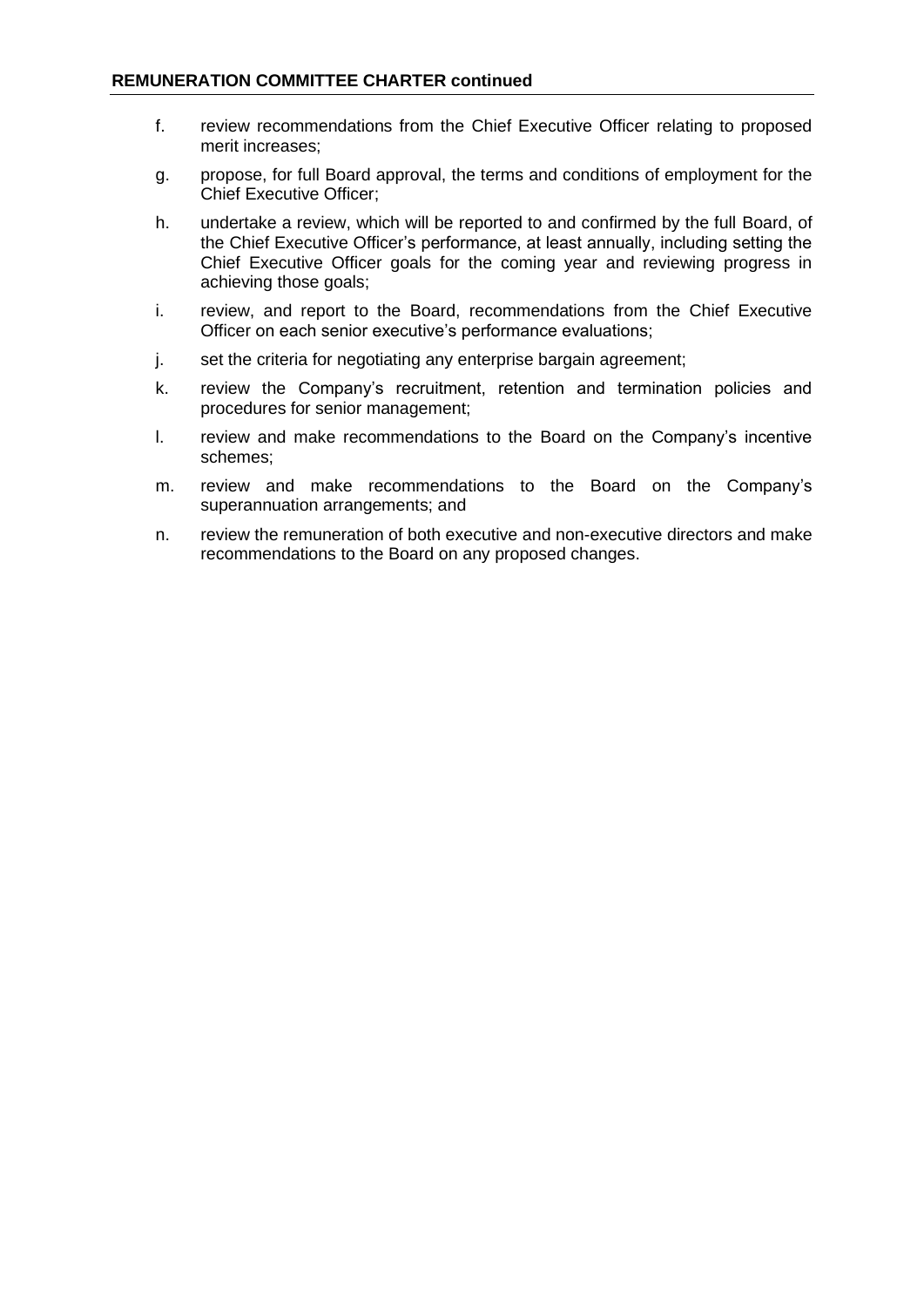**REMUNERATION COMMITTEE CHARTER continued**

f. review recommendations from the Chief Executive Officer relating to proposed merit increases;

g. propose, for full Board approval, the terms and conditions of employment for the Chief Executive Officer;

h. undertake a review, which will be reported to and confirmed by the full Board, of the Chief Executive Officer's performance, at least annually, including setting the Chief Executive Officer goals for the coming year and reviewing progress in achieving those goals;

i. review, and report to the Board, recommendations from the Chief Executive Officer on each senior executive's performance evaluations;

j. set the criteria for negotiating any enterprise bargain agreement;

k. review the Company's recruitment, retention and termination policies and procedures for senior management;

l. review and make recommendations to the Board on the Company's incentive schemes;

m. review and make recommendations to the Board on the Company's superannuation arrangements; and

n. review the remuneration of both executive and non-executive directors and make recommendations to the Board on any proposed changes.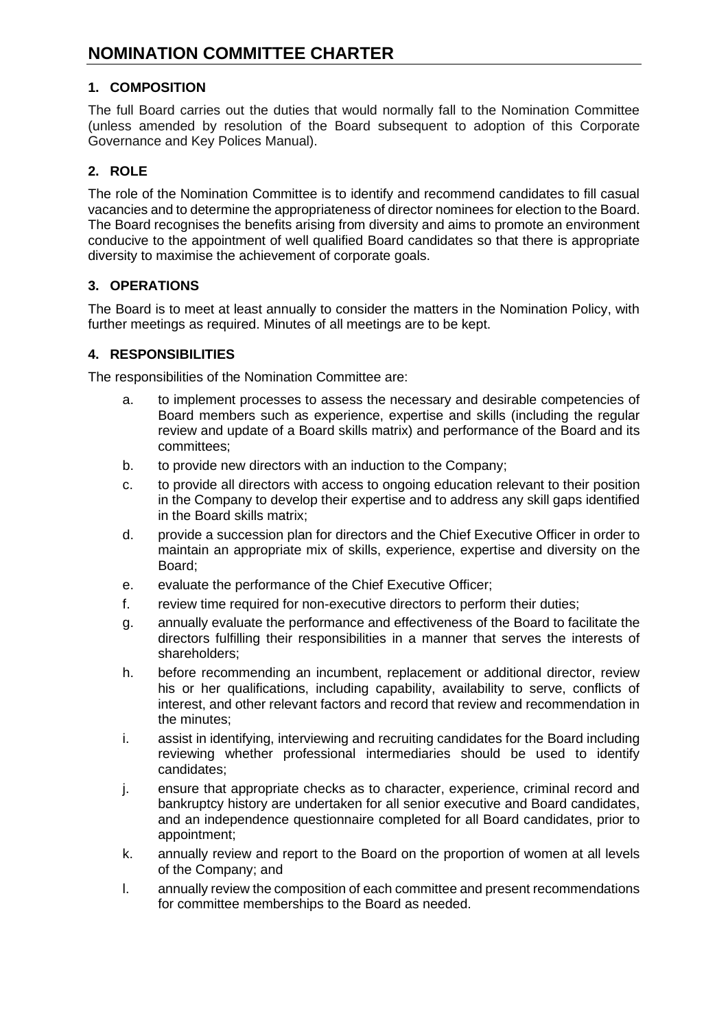# NOMINATION COMMITTEE CHARTER

## 1. COMPOSITION

The full Board carries out the duties that would normally fall to the Nomination Committee (unless amended by resolution of the Board subsequent to adoption of this Corporate Governance and Key Polices Manual).

## 2. ROLE

The role of the Nomination Committee is to identify and recommend candidates to fill casual vacancies and to determine the appropriateness of director nominees for election to the Board. The Board recognises the benefits arising from diversity and aims to promote an environment conducive to the appointment of well qualified Board candidates so that there is appropriate diversity to maximise the achievement of corporate goals.

## 3. OPERATIONS

The Board is to meet at least annually to consider the matters in the Nomination Policy, with further meetings as required. Minutes of all meetings are to be kept.

## 4. RESPONSIBILITIES

The responsibilities of the Nomination Committee are:

a. to implement processes to assess the necessary and desirable competencies of Board members such as experience, expertise and skills (including the regular review and update of a Board skills matrix) and performance of the Board and its committees;

b. to provide new directors with an induction to the Company;

c. to provide all directors with access to ongoing education relevant to their position in the Company to develop their expertise and to address any skill gaps identified in the Board skills matrix;

d. provide a succession plan for directors and the Chief Executive Officer in order to maintain an appropriate mix of skills, experience, expertise and diversity on the Board;

e. evaluate the performance of the Chief Executive Officer;

f. review time required for non-executive directors to perform their duties;

g. annually evaluate the performance and effectiveness of the Board to facilitate the directors fulfilling their responsibilities in a manner that serves the interests of shareholders;

h. before recommending an incumbent, replacement or additional director, review his or her qualifications, including capability, availability to serve, conflicts of interest, and other relevant factors and record that review and recommendation in the minutes;

i. assist in identifying, interviewing and recruiting candidates for the Board including reviewing whether professional intermediaries should be used to identify candidates;

j. ensure that appropriate checks as to character, experience, criminal record and bankruptcy history are undertaken for all senior executive and Board candidates, and an independence questionnaire completed for all Board candidates, prior to appointment;

k. annually review and report to the Board on the proportion of women at all levels of the Company; and

l. annually review the composition of each committee and present recommendations for committee memberships to the Board as needed.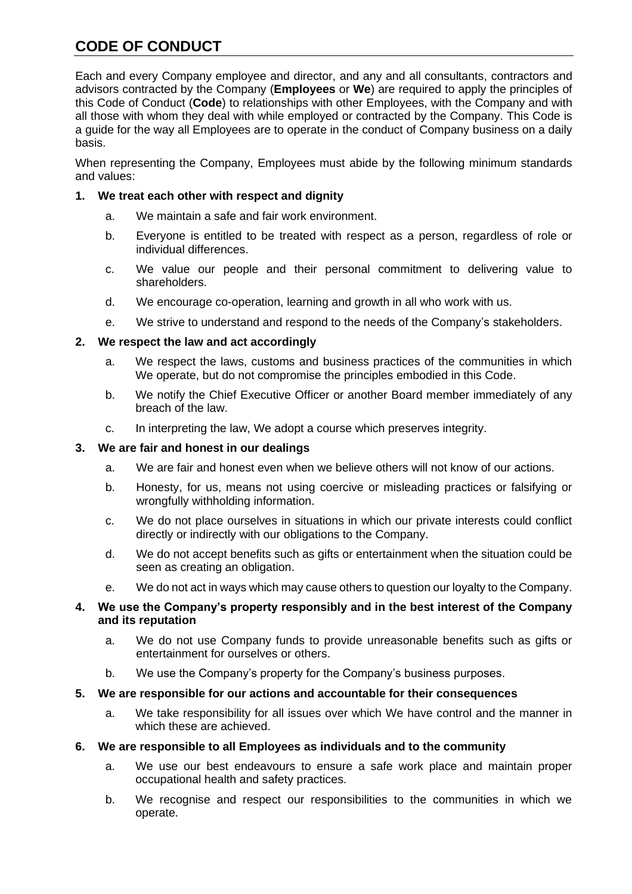# CODE OF CONDUCT

Each and every Company employee and director, and any and all consultants, contractors and advisors contracted by the Company (**Employees** or **We**) are required to apply the principles of this Code of Conduct (**Code**) to relationships with other Employees, with the Company and with all those with whom they deal with while employed or contracted by the Company. This Code is a guide for the way all Employees are to operate in the conduct of Company business on a daily basis.

When representing the Company, Employees must abide by the following minimum standards and values:

**1. We treat each other with respect and dignity**

a. We maintain a safe and fair work environment.

b. Everyone is entitled to be treated with respect as a person, regardless of role or individual differences.

c. We value our people and their personal commitment to delivering value to shareholders.

d. We encourage co-operation, learning and growth in all who work with us.

e. We strive to understand and respond to the needs of the Company's stakeholders.

**2. We respect the law and act accordingly**

a. We respect the laws, customs and business practices of the communities in which We operate, but do not compromise the principles embodied in this Code.

b. We notify the Chief Executive Officer or another Board member immediately of any breach of the law.

c. In interpreting the law, We adopt a course which preserves integrity.

**3. We are fair and honest in our dealings**

a. We are fair and honest even when we believe others will not know of our actions.

b. Honesty, for us, means not using coercive or misleading practices or falsifying or wrongfully withholding information.

c. We do not place ourselves in situations in which our private interests could conflict directly or indirectly with our obligations to the Company.

d. We do not accept benefits such as gifts or entertainment when the situation could be seen as creating an obligation.

e. We do not act in ways which may cause others to question our loyalty to the Company.

**4. We use the Company's property responsibly and in the best interest of the Company and its reputation**

a. We do not use Company funds to provide unreasonable benefits such as gifts or entertainment for ourselves or others.

b. We use the Company's property for the Company's business purposes.

**5. We are responsible for our actions and accountable for their consequences**

a. We take responsibility for all issues over which We have control and the manner in which these are achieved.

**6. We are responsible to all Employees as individuals and to the community**

a. We use our best endeavours to ensure a safe work place and maintain proper occupational health and safety practices.

b. We recognise and respect our responsibilities to the communities in which we operate.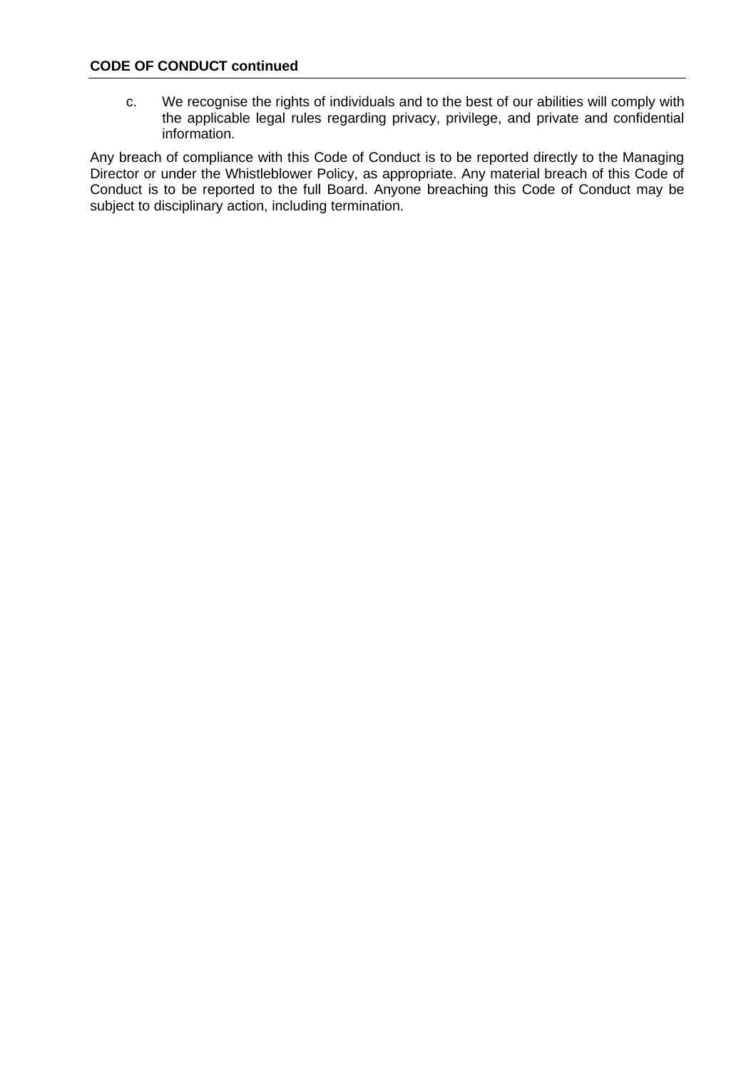**CODE OF CONDUCT continued**

c. We recognise the rights of individuals and to the best of our abilities will comply with the applicable legal rules regarding privacy, privilege, and private and confidential information.

Any breach of compliance with this Code of Conduct is to be reported directly to the Managing Director or under the Whistleblower Policy, as appropriate. Any material breach of this Code of Conduct is to be reported to the full Board. Anyone breaching this Code of Conduct may be subject to disciplinary action, including termination.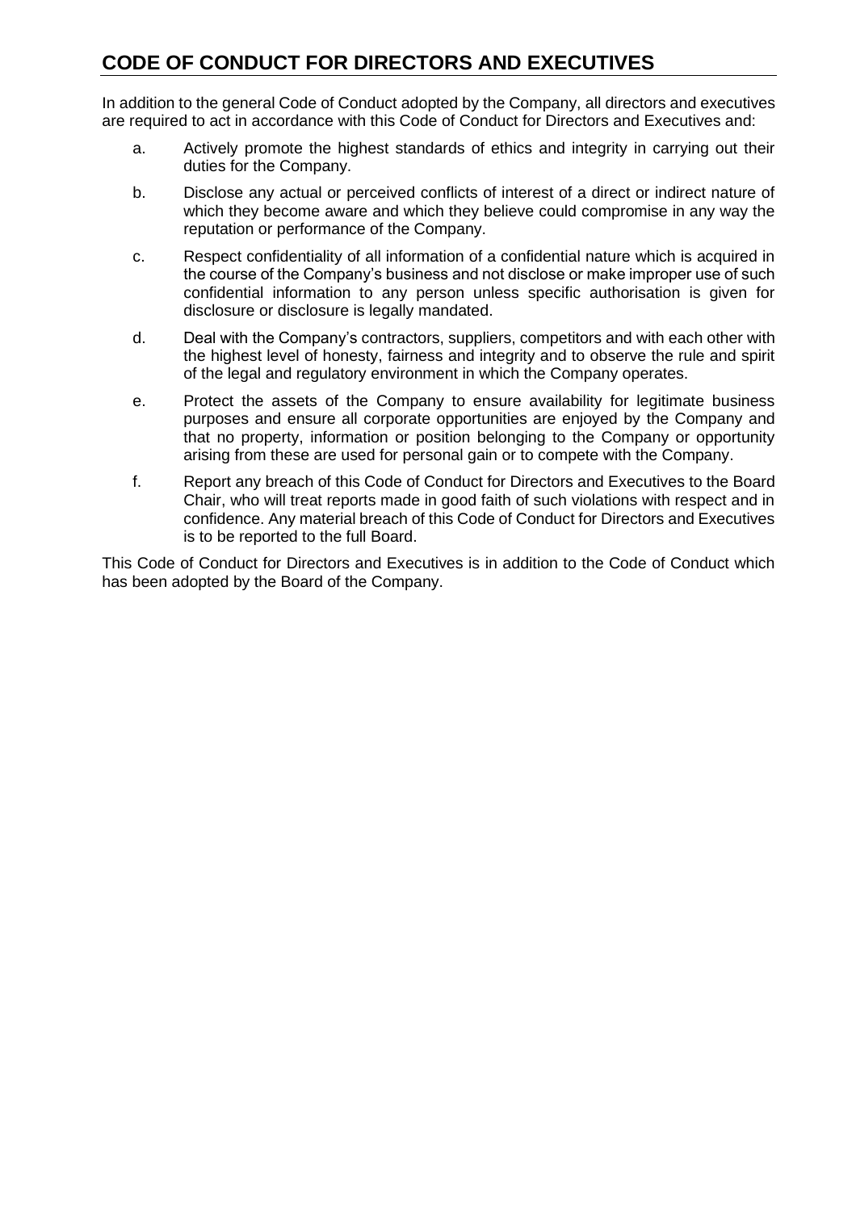# CODE OF CONDUCT FOR DIRECTORS AND EXECUTIVES

In addition to the general Code of Conduct adopted by the Company, all directors and executives are required to act in accordance with this Code of Conduct for Directors and Executives and:

a. Actively promote the highest standards of ethics and integrity in carrying out their duties for the Company.

b. Disclose any actual or perceived conflicts of interest of a direct or indirect nature of which they become aware and which they believe could compromise in any way the reputation or performance of the Company.

c. Respect confidentiality of all information of a confidential nature which is acquired in the course of the Company's business and not disclose or make improper use of such confidential information to any person unless specific authorisation is given for disclosure or disclosure is legally mandated.

d. Deal with the Company's contractors, suppliers, competitors and with each other with the highest level of honesty, fairness and integrity and to observe the rule and spirit of the legal and regulatory environment in which the Company operates.

e. Protect the assets of the Company to ensure availability for legitimate business purposes and ensure all corporate opportunities are enjoyed by the Company and that no property, information or position belonging to the Company or opportunity arising from these are used for personal gain or to compete with the Company.

f. Report any breach of this Code of Conduct for Directors and Executives to the Board Chair, who will treat reports made in good faith of such violations with respect and in confidence. Any material breach of this Code of Conduct for Directors and Executives is to be reported to the full Board.

This Code of Conduct for Directors and Executives is in addition to the Code of Conduct which has been adopted by the Board of the Company.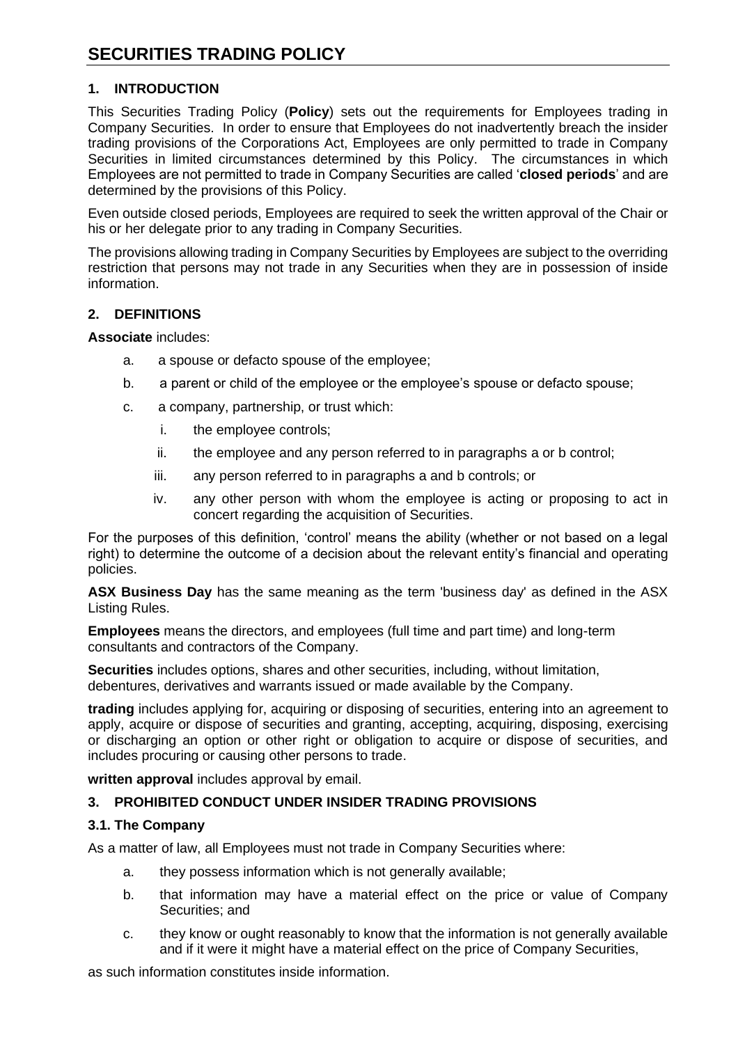# SECURITIES TRADING POLICY

## 1. INTRODUCTION

This Securities Trading Policy (**Policy**) sets out the requirements for Employees trading in Company Securities. In order to ensure that Employees do not inadvertently breach the insider trading provisions of the Corporations Act, Employees are only permitted to trade in Company Securities in limited circumstances determined by this Policy. The circumstances in which Employees are not permitted to trade in Company Securities are called '**closed periods**' and are determined by the provisions of this Policy.

Even outside closed periods, Employees are required to seek the written approval of the Chair or his or her delegate prior to any trading in Company Securities.

The provisions allowing trading in Company Securities by Employees are subject to the overriding restriction that persons may not trade in any Securities when they are in possession of inside information.

## 2. DEFINITIONS

**Associate** includes:

a. a spouse or defacto spouse of the employee;

b. a parent or child of the employee or the employee's spouse or defacto spouse;

c. a company, partnership, or trust which:

   i. the employee controls;

   ii. the employee and any person referred to in paragraphs a or b control;

   iii. any person referred to in paragraphs a and b controls; or

   iv. any other person with whom the employee is acting or proposing to act in concert regarding the acquisition of Securities.

For the purposes of this definition, 'control' means the ability (whether or not based on a legal right) to determine the outcome of a decision about the relevant entity's financial and operating policies.

**ASX Business Day** has the same meaning as the term 'business day' as defined in the ASX Listing Rules.

**Employees** means the directors, and employees (full time and part time) and long-term consultants and contractors of the Company.

**Securities** includes options, shares and other securities, including, without limitation, debentures, derivatives and warrants issued or made available by the Company.

**trading** includes applying for, acquiring or disposing of securities, entering into an agreement to apply, acquire or dispose of securities and granting, accepting, acquiring, disposing, exercising or discharging an option or other right or obligation to acquire or dispose of securities, and includes procuring or causing other persons to trade.

**written approval** includes approval by email.

## 3. PROHIBITED CONDUCT UNDER INSIDER TRADING PROVISIONS

### 3.1. The Company

As a matter of law, all Employees must not trade in Company Securities where:

a. they possess information which is not generally available;

b. that information may have a material effect on the price or value of Company Securities; and

c. they know or ought reasonably to know that the information is not generally available and if it were it might have a material effect on the price of Company Securities,

as such information constitutes inside information.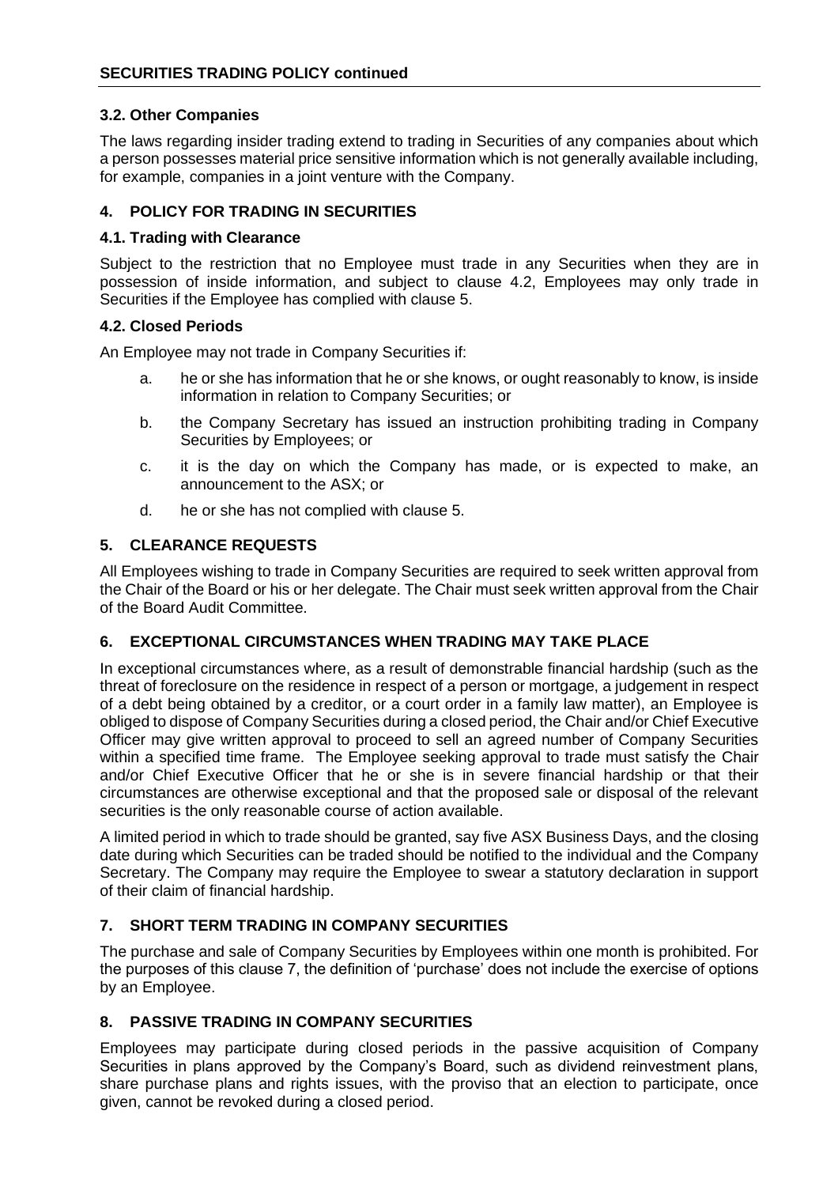### 3.2. Other Companies

The laws regarding insider trading extend to trading in Securities of any companies about which a person possesses material price sensitive information which is not generally available including, for example, companies in a joint venture with the Company.

## 4. POLICY FOR TRADING IN SECURITIES

### 4.1. Trading with Clearance

Subject to the restriction that no Employee must trade in any Securities when they are in possession of inside information, and subject to clause 4.2, Employees may only trade in Securities if the Employee has complied with clause 5.

### 4.2. Closed Periods

An Employee may not trade in Company Securities if:

a. he or she has information that he or she knows, or ought reasonably to know, is inside information in relation to Company Securities; or

b. the Company Secretary has issued an instruction prohibiting trading in Company Securities by Employees; or

c. it is the day on which the Company has made, or is expected to make, an announcement to the ASX; or

d. he or she has not complied with clause 5.

## 5. CLEARANCE REQUESTS

All Employees wishing to trade in Company Securities are required to seek written approval from the Chair of the Board or his or her delegate. The Chair must seek written approval from the Chair of the Board Audit Committee.

## 6. EXCEPTIONAL CIRCUMSTANCES WHEN TRADING MAY TAKE PLACE

In exceptional circumstances where, as a result of demonstrable financial hardship (such as the threat of foreclosure on the residence in respect of a person or mortgage, a judgement in respect of a debt being obtained by a creditor, or a court order in a family law matter), an Employee is obliged to dispose of Company Securities during a closed period, the Chair and/or Chief Executive Officer may give written approval to proceed to sell an agreed number of Company Securities within a specified time frame. The Employee seeking approval to trade must satisfy the Chair and/or Chief Executive Officer that he or she is in severe financial hardship or that their circumstances are otherwise exceptional and that the proposed sale or disposal of the relevant securities is the only reasonable course of action available.

A limited period in which to trade should be granted, say five ASX Business Days, and the closing date during which Securities can be traded should be notified to the individual and the Company Secretary. The Company may require the Employee to swear a statutory declaration in support of their claim of financial hardship.

## 7. SHORT TERM TRADING IN COMPANY SECURITIES

The purchase and sale of Company Securities by Employees within one month is prohibited. For the purposes of this clause 7, the definition of 'purchase' does not include the exercise of options by an Employee.

## 8. PASSIVE TRADING IN COMPANY SECURITIES

Employees may participate during closed periods in the passive acquisition of Company Securities in plans approved by the Company's Board, such as dividend reinvestment plans, share purchase plans and rights issues, with the proviso that an election to participate, once given, cannot be revoked during a closed period.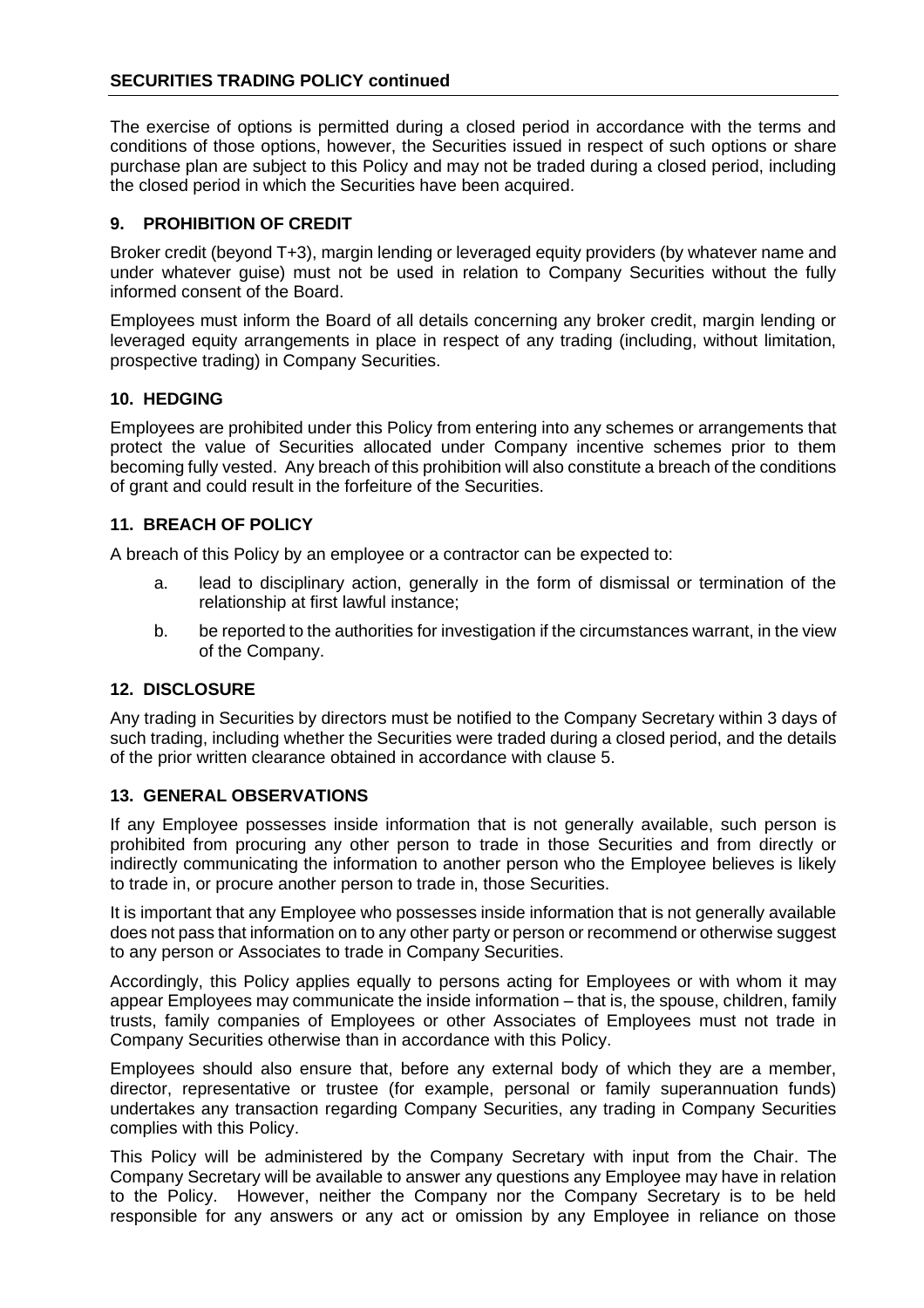The exercise of options is permitted during a closed period in accordance with the terms and conditions of those options, however, the Securities issued in respect of such options or share purchase plan are subject to this Policy and may not be traded during a closed period, including the closed period in which the Securities have been acquired.

## 9. PROHIBITION OF CREDIT

Broker credit (beyond T+3), margin lending or leveraged equity providers (by whatever name and under whatever guise) must not be used in relation to Company Securities without the fully informed consent of the Board.

Employees must inform the Board of all details concerning any broker credit, margin lending or leveraged equity arrangements in place in respect of any trading (including, without limitation, prospective trading) in Company Securities.

## 10. HEDGING

Employees are prohibited under this Policy from entering into any schemes or arrangements that protect the value of Securities allocated under Company incentive schemes prior to them becoming fully vested. Any breach of this prohibition will also constitute a breach of the conditions of grant and could result in the forfeiture of the Securities.

## 11. BREACH OF POLICY

A breach of this Policy by an employee or a contractor can be expected to:

a. lead to disciplinary action, generally in the form of dismissal or termination of the relationship at first lawful instance;

b. be reported to the authorities for investigation if the circumstances warrant, in the view of the Company.

## 12. DISCLOSURE

Any trading in Securities by directors must be notified to the Company Secretary within 3 days of such trading, including whether the Securities were traded during a closed period, and the details of the prior written clearance obtained in accordance with clause 5.

## 13. GENERAL OBSERVATIONS

If any Employee possesses inside information that is not generally available, such person is prohibited from procuring any other person to trade in those Securities and from directly or indirectly communicating the information to another person who the Employee believes is likely to trade in, or procure another person to trade in, those Securities.

It is important that any Employee who possesses inside information that is not generally available does not pass that information on to any other party or person or recommend or otherwise suggest to any person or Associates to trade in Company Securities.

Accordingly, this Policy applies equally to persons acting for Employees or with whom it may appear Employees may communicate the inside information – that is, the spouse, children, family trusts, family companies of Employees or other Associates of Employees must not trade in Company Securities otherwise than in accordance with this Policy.

Employees should also ensure that, before any external body of which they are a member, director, representative or trustee (for example, personal or family superannuation funds) undertakes any transaction regarding Company Securities, any trading in Company Securities complies with this Policy.

This Policy will be administered by the Company Secretary with input from the Chair. The Company Secretary will be available to answer any questions any Employee may have in relation to the Policy. However, neither the Company nor the Company Secretary is to be held responsible for any answers or any act or omission by any Employee in reliance on those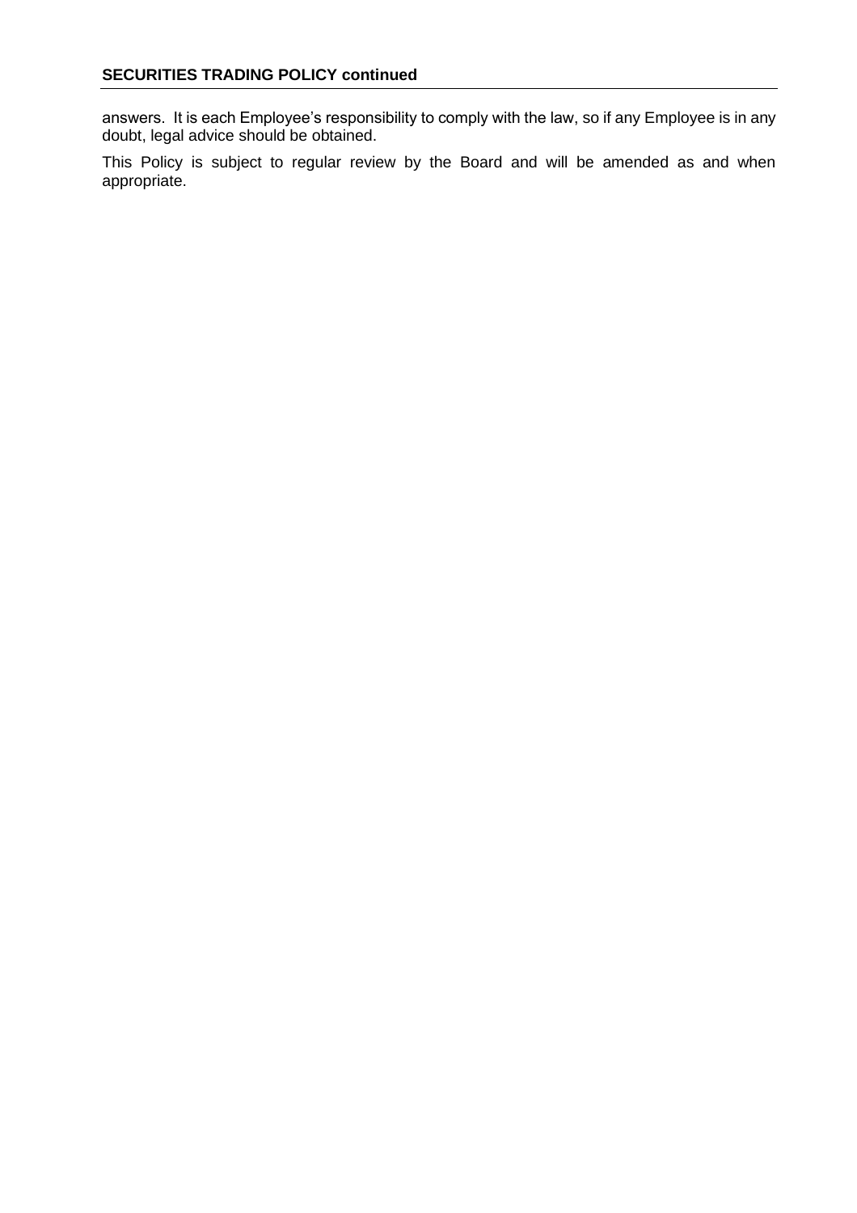answers. It is each Employee's responsibility to comply with the law, so if any Employee is in any doubt, legal advice should be obtained.

This Policy is subject to regular review by the Board and will be amended as and when appropriate.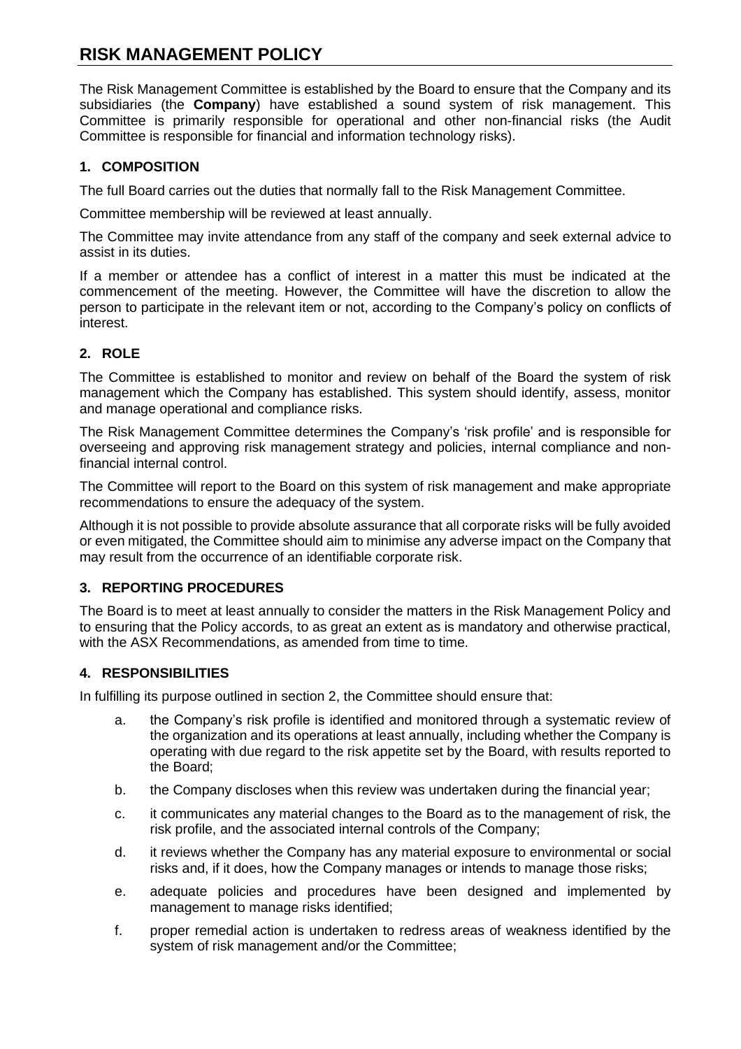# RISK MANAGEMENT POLICY

The Risk Management Committee is established by the Board to ensure that the Company and its subsidiaries (the **Company**) have established a sound system of risk management. This Committee is primarily responsible for operational and other non-financial risks (the Audit Committee is responsible for financial and information technology risks).

## 1. COMPOSITION

The full Board carries out the duties that normally fall to the Risk Management Committee.

Committee membership will be reviewed at least annually.

The Committee may invite attendance from any staff of the company and seek external advice to assist in its duties.

If a member or attendee has a conflict of interest in a matter this must be indicated at the commencement of the meeting. However, the Committee will have the discretion to allow the person to participate in the relevant item or not, according to the Company's policy on conflicts of interest.

## 2. ROLE

The Committee is established to monitor and review on behalf of the Board the system of risk management which the Company has established. This system should identify, assess, monitor and manage operational and compliance risks.

The Risk Management Committee determines the Company's 'risk profile' and is responsible for overseeing and approving risk management strategy and policies, internal compliance and non-financial internal control.

The Committee will report to the Board on this system of risk management and make appropriate recommendations to ensure the adequacy of the system.

Although it is not possible to provide absolute assurance that all corporate risks will be fully avoided or even mitigated, the Committee should aim to minimise any adverse impact on the Company that may result from the occurrence of an identifiable corporate risk.

## 3. REPORTING PROCEDURES

The Board is to meet at least annually to consider the matters in the Risk Management Policy and to ensuring that the Policy accords, to as great an extent as is mandatory and otherwise practical, with the ASX Recommendations, as amended from time to time.

## 4. RESPONSIBILITIES

In fulfilling its purpose outlined in section 2, the Committee should ensure that:

a. the Company's risk profile is identified and monitored through a systematic review of the organization and its operations at least annually, including whether the Company is operating with due regard to the risk appetite set by the Board, with results reported to the Board;

b. the Company discloses when this review was undertaken during the financial year;

c. it communicates any material changes to the Board as to the management of risk, the risk profile, and the associated internal controls of the Company;

d. it reviews whether the Company has any material exposure to environmental or social risks and, if it does, how the Company manages or intends to manage those risks;

e. adequate policies and procedures have been designed and implemented by management to manage risks identified;

f. proper remedial action is undertaken to redress areas of weakness identified by the system of risk management and/or the Committee;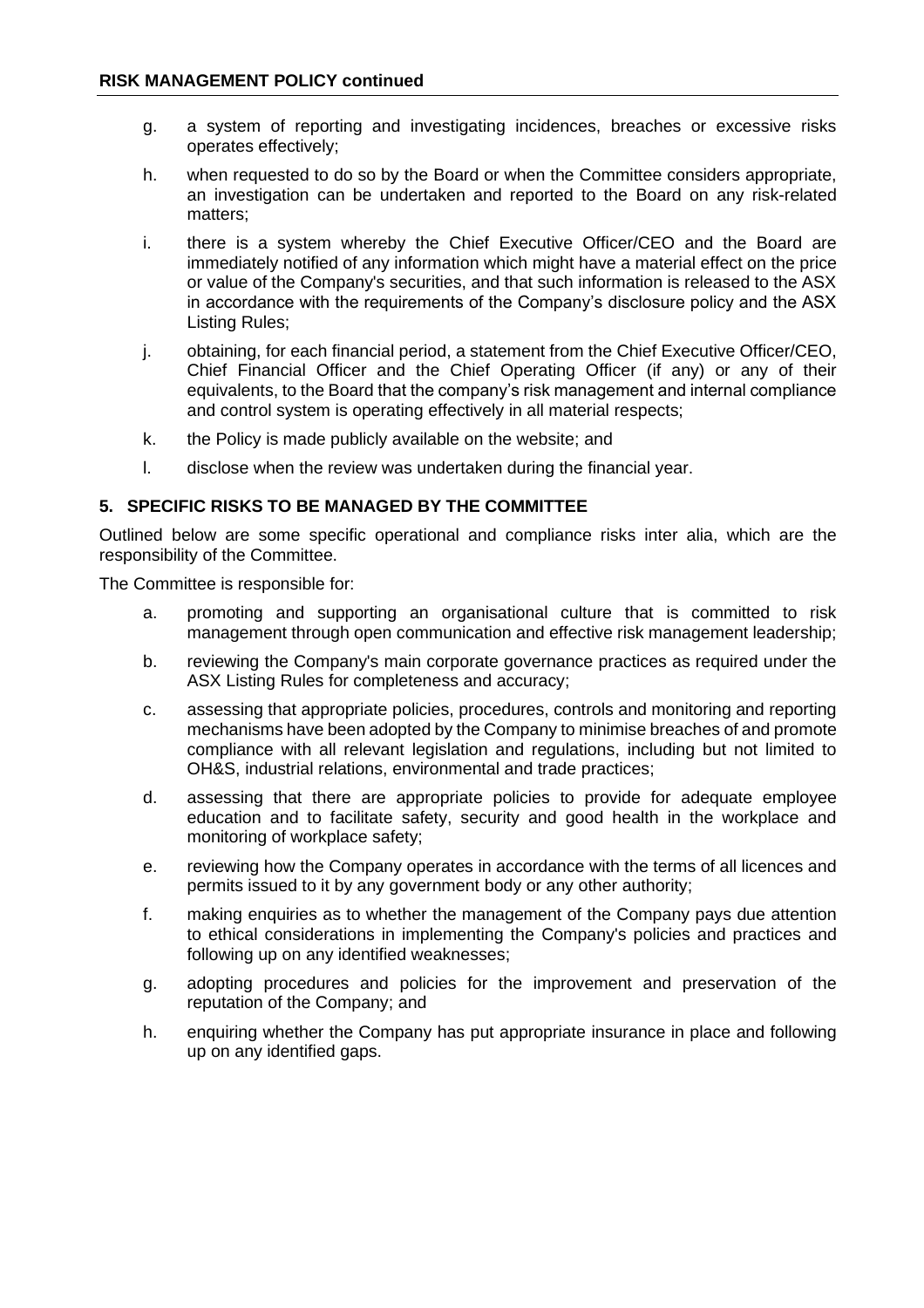g. a system of reporting and investigating incidences, breaches or excessive risks operates effectively;

h. when requested to do so by the Board or when the Committee considers appropriate, an investigation can be undertaken and reported to the Board on any risk-related matters;

i. there is a system whereby the Chief Executive Officer/CEO and the Board are immediately notified of any information which might have a material effect on the price or value of the Company's securities, and that such information is released to the ASX in accordance with the requirements of the Company's disclosure policy and the ASX Listing Rules;

j. obtaining, for each financial period, a statement from the Chief Executive Officer/CEO, Chief Financial Officer and the Chief Operating Officer (if any) or any of their equivalents, to the Board that the company's risk management and internal compliance and control system is operating effectively in all material respects;

k. the Policy is made publicly available on the website; and

l. disclose when the review was undertaken during the financial year.

## 5. SPECIFIC RISKS TO BE MANAGED BY THE COMMITTEE

Outlined below are some specific operational and compliance risks inter alia, which are the responsibility of the Committee.

The Committee is responsible for:

a. promoting and supporting an organisational culture that is committed to risk management through open communication and effective risk management leadership;

b. reviewing the Company's main corporate governance practices as required under the ASX Listing Rules for completeness and accuracy;

c. assessing that appropriate policies, procedures, controls and monitoring and reporting mechanisms have been adopted by the Company to minimise breaches of and promote compliance with all relevant legislation and regulations, including but not limited to OH&S, industrial relations, environmental and trade practices;

d. assessing that there are appropriate policies to provide for adequate employee education and to facilitate safety, security and good health in the workplace and monitoring of workplace safety;

e. reviewing how the Company operates in accordance with the terms of all licences and permits issued to it by any government body or any other authority;

f. making enquiries as to whether the management of the Company pays due attention to ethical considerations in implementing the Company's policies and practices and following up on any identified weaknesses;

g. adopting procedures and policies for the improvement and preservation of the reputation of the Company; and

h. enquiring whether the Company has put appropriate insurance in place and following up on any identified gaps.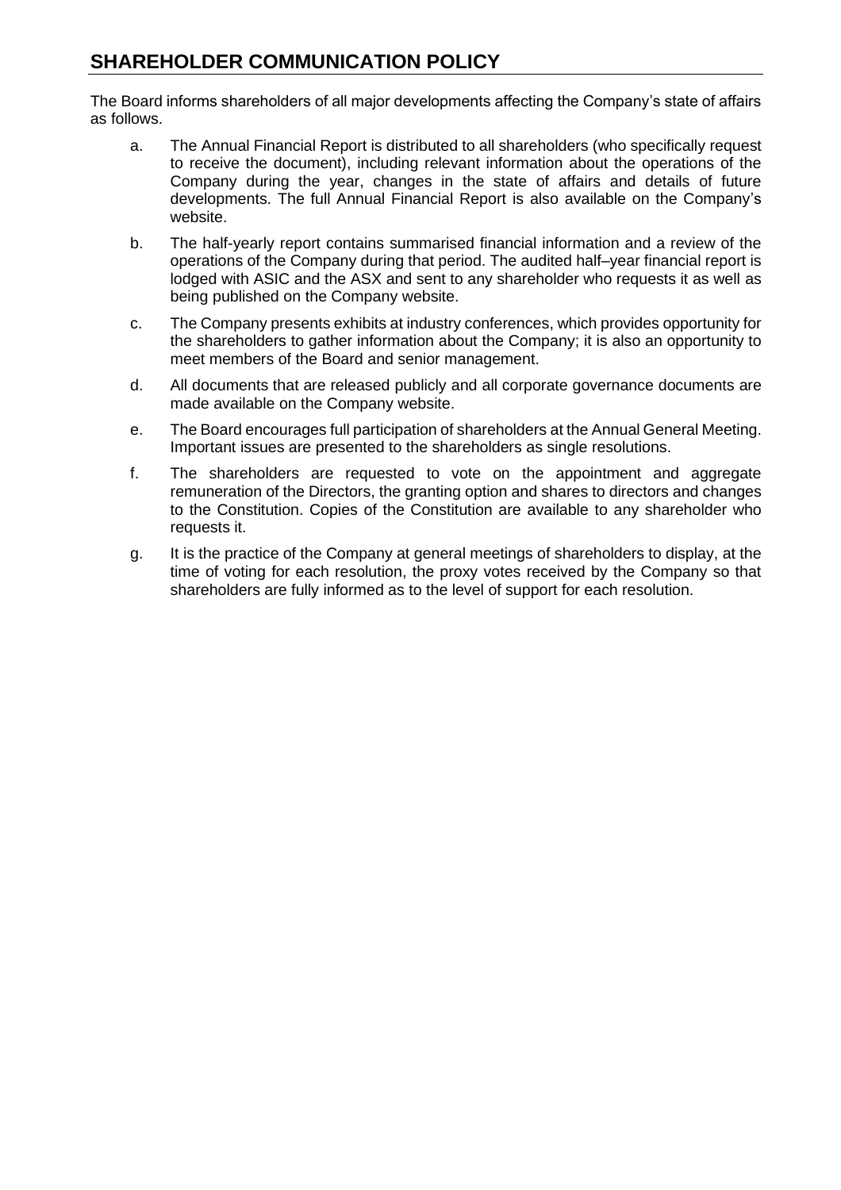## SHAREHOLDER COMMUNICATION POLICY

The Board informs shareholders of all major developments affecting the Company's state of affairs as follows.

a. The Annual Financial Report is distributed to all shareholders (who specifically request to receive the document), including relevant information about the operations of the Company during the year, changes in the state of affairs and details of future developments. The full Annual Financial Report is also available on the Company's website.

b. The half-yearly report contains summarised financial information and a review of the operations of the Company during that period. The audited half–year financial report is lodged with ASIC and the ASX and sent to any shareholder who requests it as well as being published on the Company website.

c. The Company presents exhibits at industry conferences, which provides opportunity for the shareholders to gather information about the Company; it is also an opportunity to meet members of the Board and senior management.

d. All documents that are released publicly and all corporate governance documents are made available on the Company website.

e. The Board encourages full participation of shareholders at the Annual General Meeting. Important issues are presented to the shareholders as single resolutions.

f. The shareholders are requested to vote on the appointment and aggregate remuneration of the Directors, the granting option and shares to directors and changes to the Constitution. Copies of the Constitution are available to any shareholder who requests it.

g. It is the practice of the Company at general meetings of shareholders to display, at the time of voting for each resolution, the proxy votes received by the Company so that shareholders are fully informed as to the level of support for each resolution.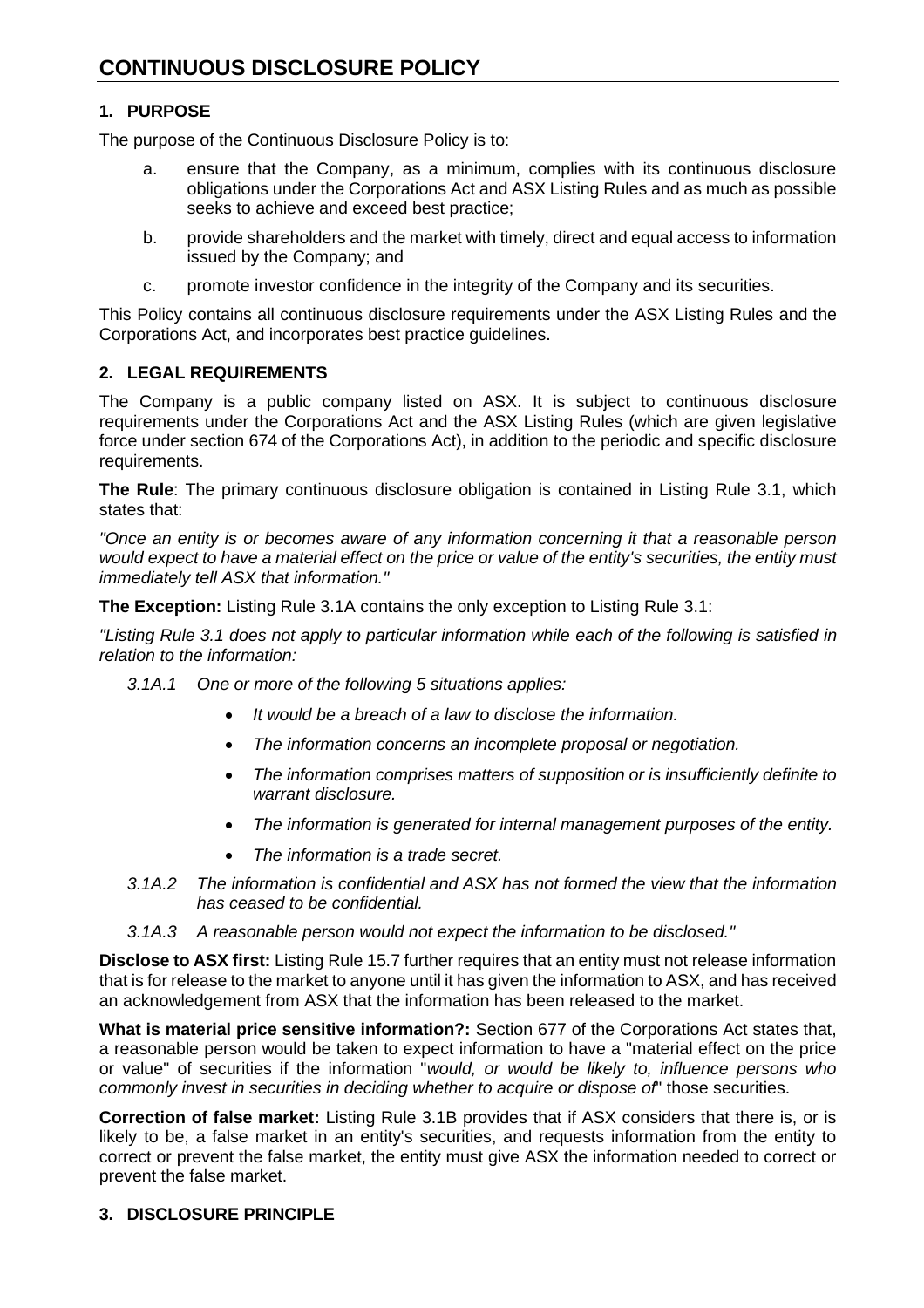# CONTINUOUS DISCLOSURE POLICY

## 1. PURPOSE

The purpose of the Continuous Disclosure Policy is to:

a. ensure that the Company, as a minimum, complies with its continuous disclosure obligations under the Corporations Act and ASX Listing Rules and as much as possible seeks to achieve and exceed best practice;

b. provide shareholders and the market with timely, direct and equal access to information issued by the Company; and

c. promote investor confidence in the integrity of the Company and its securities.

This Policy contains all continuous disclosure requirements under the ASX Listing Rules and the Corporations Act, and incorporates best practice guidelines.

## 2. LEGAL REQUIREMENTS

The Company is a public company listed on ASX. It is subject to continuous disclosure requirements under the Corporations Act and the ASX Listing Rules (which are given legislative force under section 674 of the Corporations Act), in addition to the periodic and specific disclosure requirements.

**The Rule**: The primary continuous disclosure obligation is contained in Listing Rule 3.1, which states that:

*"Once an entity is or becomes aware of any information concerning it that a reasonable person would expect to have a material effect on the price or value of the entity's securities, the entity must immediately tell ASX that information."*

**The Exception:** Listing Rule 3.1A contains the only exception to Listing Rule 3.1:

*"Listing Rule 3.1 does not apply to particular information while each of the following is satisfied in relation to the information:*

*3.1A.1 One or more of the following 5 situations applies:*

- *It would be a breach of a law to disclose the information.*
- *The information concerns an incomplete proposal or negotiation.*
- *The information comprises matters of supposition or is insufficiently definite to warrant disclosure.*
- *The information is generated for internal management purposes of the entity.*
- *The information is a trade secret.*

*3.1A.2 The information is confidential and ASX has not formed the view that the information has ceased to be confidential.*

*3.1A.3 A reasonable person would not expect the information to be disclosed."*

**Disclose to ASX first:** Listing Rule 15.7 further requires that an entity must not release information that is for release to the market to anyone until it has given the information to ASX, and has received an acknowledgement from ASX that the information has been released to the market.

**What is material price sensitive information?:** Section 677 of the Corporations Act states that, a reasonable person would be taken to expect information to have a "material effect on the price or value" of securities if the information "*would, or would be likely to, influence persons who commonly invest in securities in deciding whether to acquire or dispose of*" those securities.

**Correction of false market:** Listing Rule 3.1B provides that if ASX considers that there is, or is likely to be, a false market in an entity's securities, and requests information from the entity to correct or prevent the false market, the entity must give ASX the information needed to correct or prevent the false market.

## 3. DISCLOSURE PRINCIPLE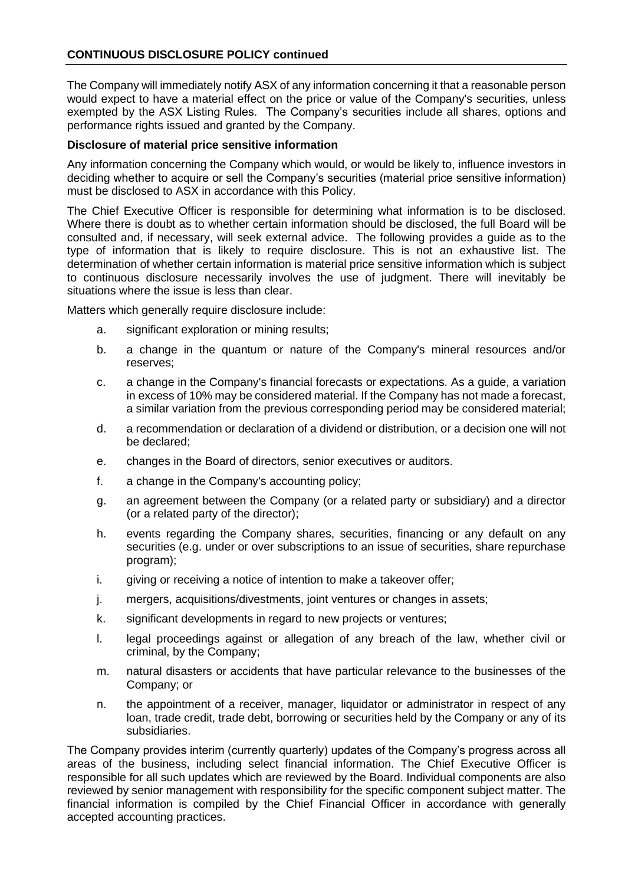**CONTINUOUS DISCLOSURE POLICY continued**

The Company will immediately notify ASX of any information concerning it that a reasonable person would expect to have a material effect on the price or value of the Company's securities, unless exempted by the ASX Listing Rules. The Company's securities include all shares, options and performance rights issued and granted by the Company.

**Disclosure of material price sensitive information**

Any information concerning the Company which would, or would be likely to, influence investors in deciding whether to acquire or sell the Company's securities (material price sensitive information) must be disclosed to ASX in accordance with this Policy.

The Chief Executive Officer is responsible for determining what information is to be disclosed. Where there is doubt as to whether certain information should be disclosed, the full Board will be consulted and, if necessary, will seek external advice. The following provides a guide as to the type of information that is likely to require disclosure. This is not an exhaustive list. The determination of whether certain information is material price sensitive information which is subject to continuous disclosure necessarily involves the use of judgment. There will inevitably be situations where the issue is less than clear.

Matters which generally require disclosure include:

a. significant exploration or mining results;

b. a change in the quantum or nature of the Company's mineral resources and/or reserves;

c. a change in the Company's financial forecasts or expectations. As a guide, a variation in excess of 10% may be considered material. If the Company has not made a forecast, a similar variation from the previous corresponding period may be considered material;

d. a recommendation or declaration of a dividend or distribution, or a decision one will not be declared;

e. changes in the Board of directors, senior executives or auditors.

f. a change in the Company's accounting policy;

g. an agreement between the Company (or a related party or subsidiary) and a director (or a related party of the director);

h. events regarding the Company shares, securities, financing or any default on any securities (e.g. under or over subscriptions to an issue of securities, share repurchase program);

i. giving or receiving a notice of intention to make a takeover offer;

j. mergers, acquisitions/divestments, joint ventures or changes in assets;

k. significant developments in regard to new projects or ventures;

l. legal proceedings against or allegation of any breach of the law, whether civil or criminal, by the Company;

m. natural disasters or accidents that have particular relevance to the businesses of the Company; or

n. the appointment of a receiver, manager, liquidator or administrator in respect of any loan, trade credit, trade debt, borrowing or securities held by the Company or any of its subsidiaries.

The Company provides interim (currently quarterly) updates of the Company's progress across all areas of the business, including select financial information. The Chief Executive Officer is responsible for all such updates which are reviewed by the Board. Individual components are also reviewed by senior management with responsibility for the specific component subject matter. The financial information is compiled by the Chief Financial Officer in accordance with generally accepted accounting practices.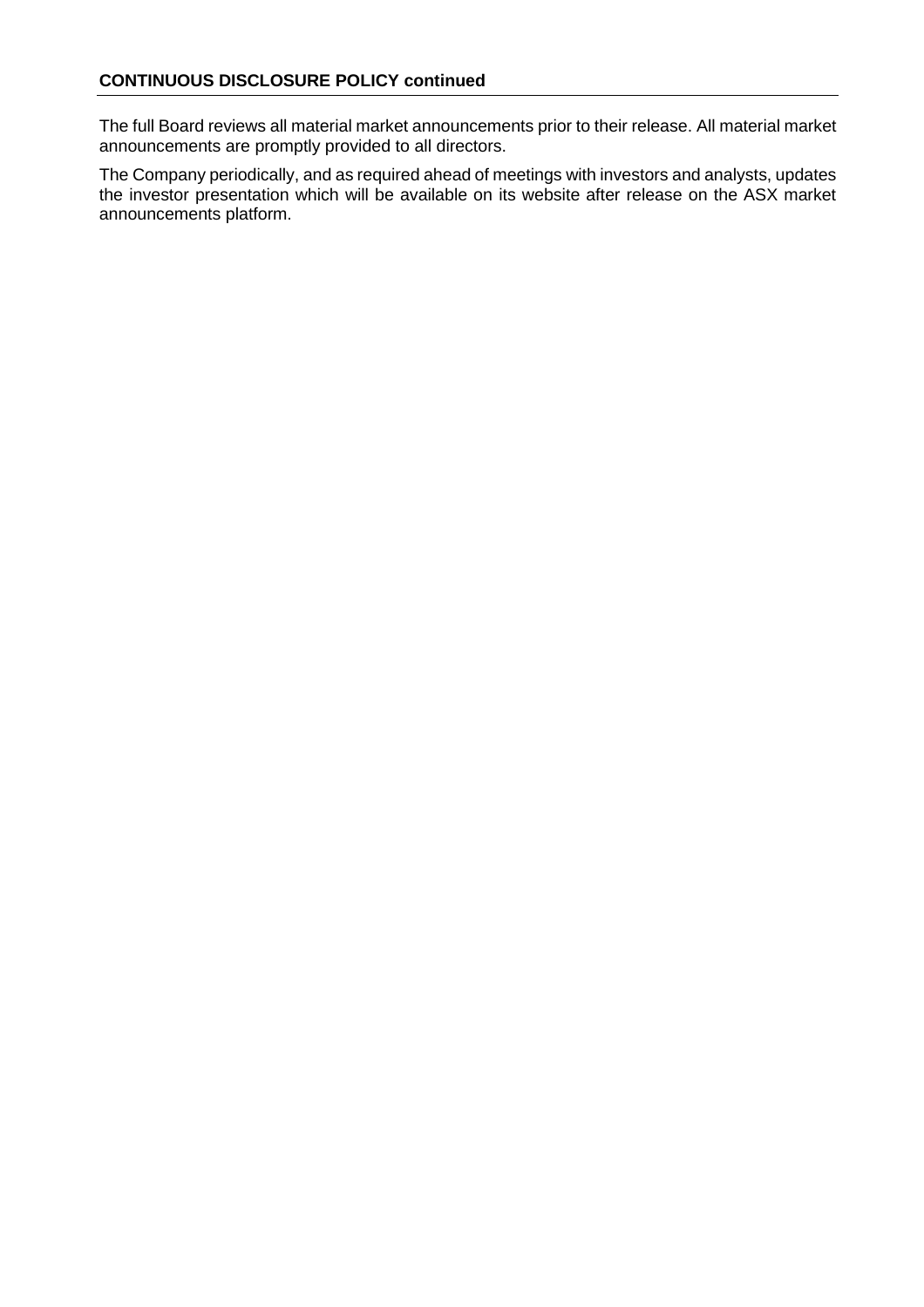**CONTINUOUS DISCLOSURE POLICY continued**

The full Board reviews all material market announcements prior to their release. All material market announcements are promptly provided to all directors.

The Company periodically, and as required ahead of meetings with investors and analysts, updates the investor presentation which will be available on its website after release on the ASX market announcements platform.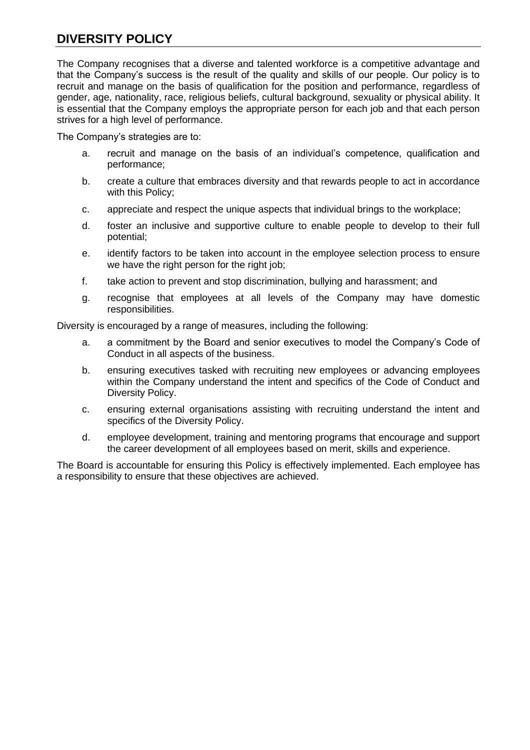## DIVERSITY POLICY

The Company recognises that a diverse and talented workforce is a competitive advantage and that the Company's success is the result of the quality and skills of our people. Our policy is to recruit and manage on the basis of qualification for the position and performance, regardless of gender, age, nationality, race, religious beliefs, cultural background, sexuality or physical ability. It is essential that the Company employs the appropriate person for each job and that each person strives for a high level of performance.

The Company's strategies are to:

a. recruit and manage on the basis of an individual's competence, qualification and performance;

b. create a culture that embraces diversity and that rewards people to act in accordance with this Policy;

c. appreciate and respect the unique aspects that individual brings to the workplace;

d. foster an inclusive and supportive culture to enable people to develop to their full potential;

e. identify factors to be taken into account in the employee selection process to ensure we have the right person for the right job;

f. take action to prevent and stop discrimination, bullying and harassment; and

g. recognise that employees at all levels of the Company may have domestic responsibilities.

Diversity is encouraged by a range of measures, including the following:

a. a commitment by the Board and senior executives to model the Company's Code of Conduct in all aspects of the business.

b. ensuring executives tasked with recruiting new employees or advancing employees within the Company understand the intent and specifics of the Code of Conduct and Diversity Policy.

c. ensuring external organisations assisting with recruiting understand the intent and specifics of the Diversity Policy.

d. employee development, training and mentoring programs that encourage and support the career development of all employees based on merit, skills and experience.

The Board is accountable for ensuring this Policy is effectively implemented. Each employee has a responsibility to ensure that these objectives are achieved.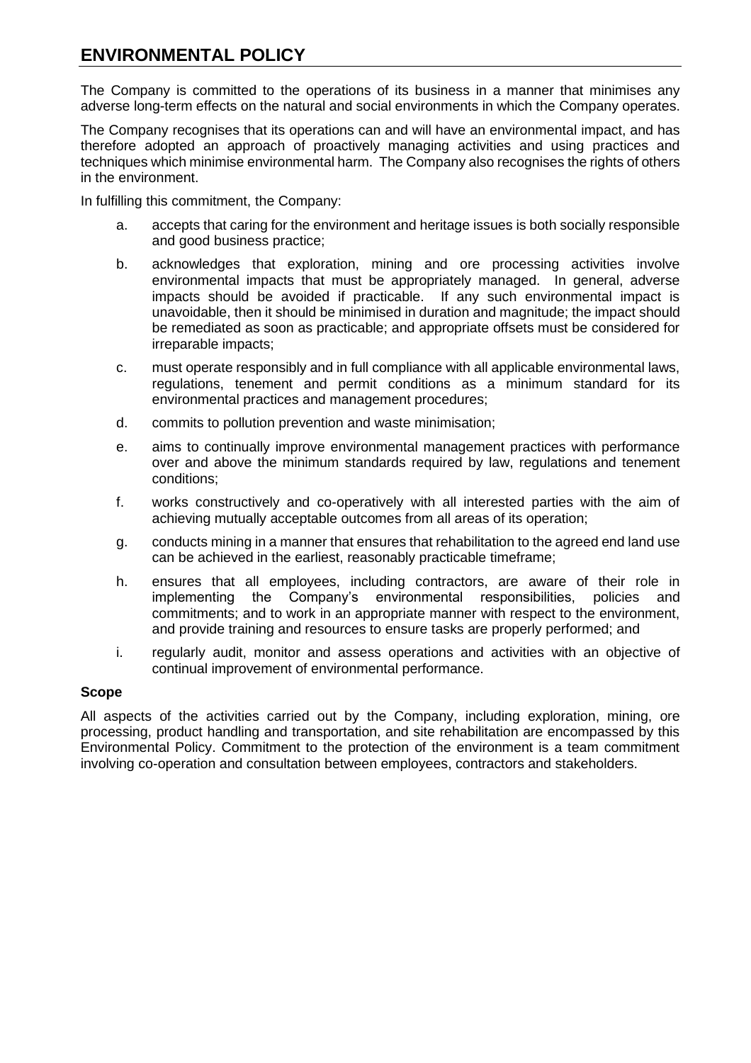# ENVIRONMENTAL POLICY

The Company is committed to the operations of its business in a manner that minimises any adverse long-term effects on the natural and social environments in which the Company operates.

The Company recognises that its operations can and will have an environmental impact, and has therefore adopted an approach of proactively managing activities and using practices and techniques which minimise environmental harm. The Company also recognises the rights of others in the environment.

In fulfilling this commitment, the Company:

a. accepts that caring for the environment and heritage issues is both socially responsible and good business practice;

b. acknowledges that exploration, mining and ore processing activities involve environmental impacts that must be appropriately managed. In general, adverse impacts should be avoided if practicable. If any such environmental impact is unavoidable, then it should be minimised in duration and magnitude; the impact should be remediated as soon as practicable; and appropriate offsets must be considered for irreparable impacts;

c. must operate responsibly and in full compliance with all applicable environmental laws, regulations, tenement and permit conditions as a minimum standard for its environmental practices and management procedures;

d. commits to pollution prevention and waste minimisation;

e. aims to continually improve environmental management practices with performance over and above the minimum standards required by law, regulations and tenement conditions;

f. works constructively and co-operatively with all interested parties with the aim of achieving mutually acceptable outcomes from all areas of its operation;

g. conducts mining in a manner that ensures that rehabilitation to the agreed end land use can be achieved in the earliest, reasonably practicable timeframe;

h. ensures that all employees, including contractors, are aware of their role in implementing the Company's environmental responsibilities, policies and commitments; and to work in an appropriate manner with respect to the environment, and provide training and resources to ensure tasks are properly performed; and

i. regularly audit, monitor and assess operations and activities with an objective of continual improvement of environmental performance.

**Scope**

All aspects of the activities carried out by the Company, including exploration, mining, ore processing, product handling and transportation, and site rehabilitation are encompassed by this Environmental Policy. Commitment to the protection of the environment is a team commitment involving co-operation and consultation between employees, contractors and stakeholders.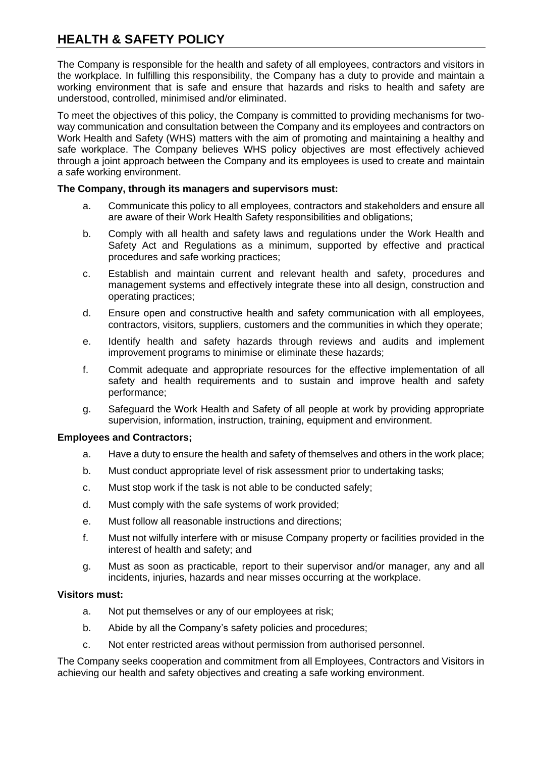# HEALTH & SAFETY POLICY

The Company is responsible for the health and safety of all employees, contractors and visitors in the workplace. In fulfilling this responsibility, the Company has a duty to provide and maintain a working environment that is safe and ensure that hazards and risks to health and safety are understood, controlled, minimised and/or eliminated.

To meet the objectives of this policy, the Company is committed to providing mechanisms for two-way communication and consultation between the Company and its employees and contractors on Work Health and Safety (WHS) matters with the aim of promoting and maintaining a healthy and safe workplace. The Company believes WHS policy objectives are most effectively achieved through a joint approach between the Company and its employees is used to create and maintain a safe working environment.

**The Company, through its managers and supervisors must:**

a. Communicate this policy to all employees, contractors and stakeholders and ensure all are aware of their Work Health Safety responsibilities and obligations;

b. Comply with all health and safety laws and regulations under the Work Health and Safety Act and Regulations as a minimum, supported by effective and practical procedures and safe working practices;

c. Establish and maintain current and relevant health and safety, procedures and management systems and effectively integrate these into all design, construction and operating practices;

d. Ensure open and constructive health and safety communication with all employees, contractors, visitors, suppliers, customers and the communities in which they operate;

e. Identify health and safety hazards through reviews and audits and implement improvement programs to minimise or eliminate these hazards;

f. Commit adequate and appropriate resources for the effective implementation of all safety and health requirements and to sustain and improve health and safety performance;

g. Safeguard the Work Health and Safety of all people at work by providing appropriate supervision, information, instruction, training, equipment and environment.

**Employees and Contractors;**

a. Have a duty to ensure the health and safety of themselves and others in the work place;

b. Must conduct appropriate level of risk assessment prior to undertaking tasks;

c. Must stop work if the task is not able to be conducted safely;

d. Must comply with the safe systems of work provided;

e. Must follow all reasonable instructions and directions;

f. Must not wilfully interfere with or misuse Company property or facilities provided in the interest of health and safety; and

g. Must as soon as practicable, report to their supervisor and/or manager, any and all incidents, injuries, hazards and near misses occurring at the workplace.

**Visitors must:**

a. Not put themselves or any of our employees at risk;

b. Abide by all the Company's safety policies and procedures;

c. Not enter restricted areas without permission from authorised personnel.

The Company seeks cooperation and commitment from all Employees, Contractors and Visitors in achieving our health and safety objectives and creating a safe working environment.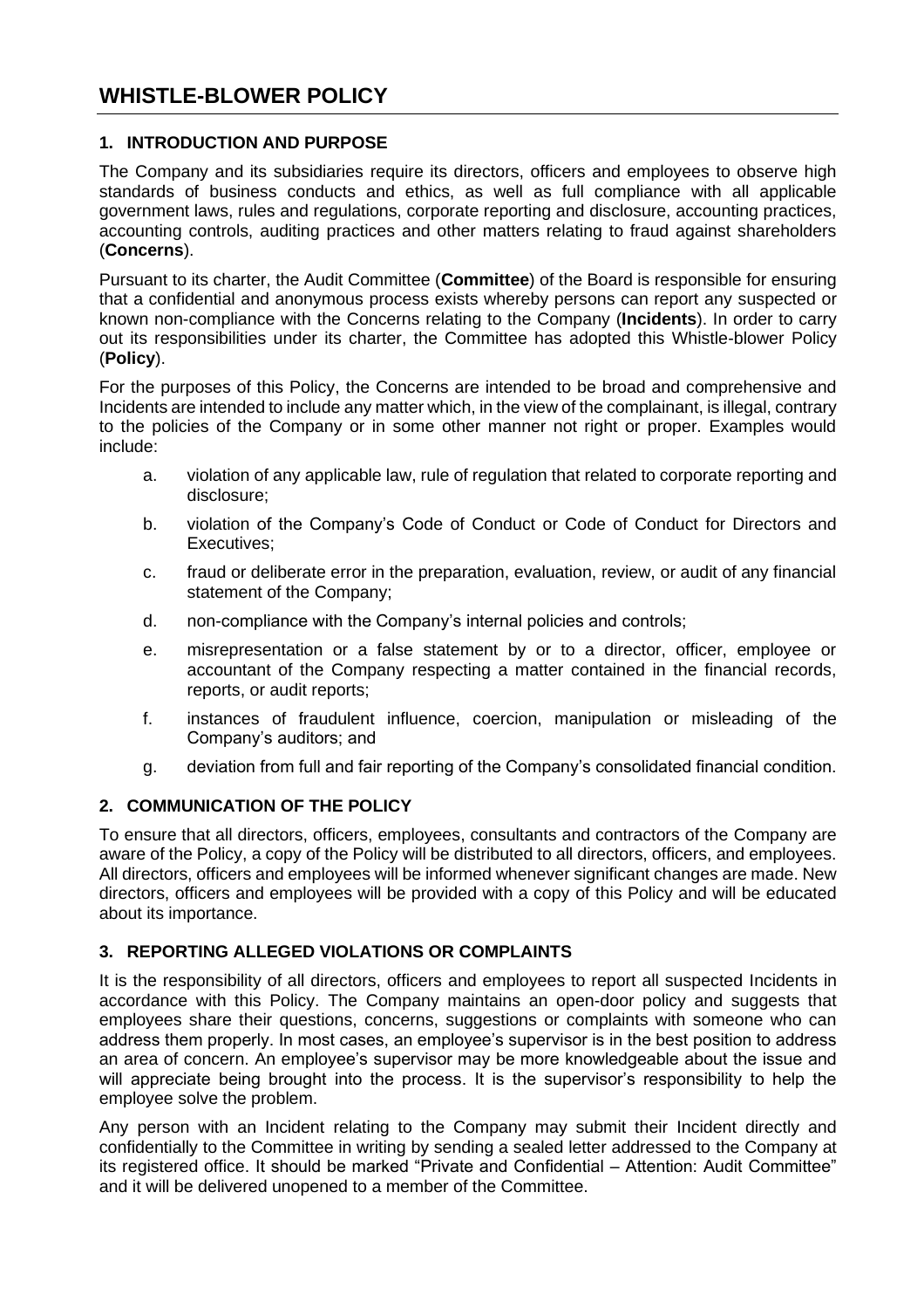# WHISTLE-BLOWER POLICY

## 1. INTRODUCTION AND PURPOSE

The Company and its subsidiaries require its directors, officers and employees to observe high standards of business conducts and ethics, as well as full compliance with all applicable government laws, rules and regulations, corporate reporting and disclosure, accounting practices, accounting controls, auditing practices and other matters relating to fraud against shareholders (**Concerns**).

Pursuant to its charter, the Audit Committee (**Committee**) of the Board is responsible for ensuring that a confidential and anonymous process exists whereby persons can report any suspected or known non-compliance with the Concerns relating to the Company (**Incidents**). In order to carry out its responsibilities under its charter, the Committee has adopted this Whistle-blower Policy (**Policy**).

For the purposes of this Policy, the Concerns are intended to be broad and comprehensive and Incidents are intended to include any matter which, in the view of the complainant, is illegal, contrary to the policies of the Company or in some other manner not right or proper. Examples would include:

a. violation of any applicable law, rule of regulation that related to corporate reporting and disclosure;

b. violation of the Company's Code of Conduct or Code of Conduct for Directors and Executives;

c. fraud or deliberate error in the preparation, evaluation, review, or audit of any financial statement of the Company;

d. non-compliance with the Company's internal policies and controls;

e. misrepresentation or a false statement by or to a director, officer, employee or accountant of the Company respecting a matter contained in the financial records, reports, or audit reports;

f. instances of fraudulent influence, coercion, manipulation or misleading of the Company's auditors; and

g. deviation from full and fair reporting of the Company's consolidated financial condition.

## 2. COMMUNICATION OF THE POLICY

To ensure that all directors, officers, employees, consultants and contractors of the Company are aware of the Policy, a copy of the Policy will be distributed to all directors, officers, and employees. All directors, officers and employees will be informed whenever significant changes are made. New directors, officers and employees will be provided with a copy of this Policy and will be educated about its importance.

## 3. REPORTING ALLEGED VIOLATIONS OR COMPLAINTS

It is the responsibility of all directors, officers and employees to report all suspected Incidents in accordance with this Policy. The Company maintains an open-door policy and suggests that employees share their questions, concerns, suggestions or complaints with someone who can address them properly. In most cases, an employee's supervisor is in the best position to address an area of concern. An employee's supervisor may be more knowledgeable about the issue and will appreciate being brought into the process. It is the supervisor's responsibility to help the employee solve the problem.

Any person with an Incident relating to the Company may submit their Incident directly and confidentially to the Committee in writing by sending a sealed letter addressed to the Company at its registered office. It should be marked "Private and Confidential – Attention: Audit Committee" and it will be delivered unopened to a member of the Committee.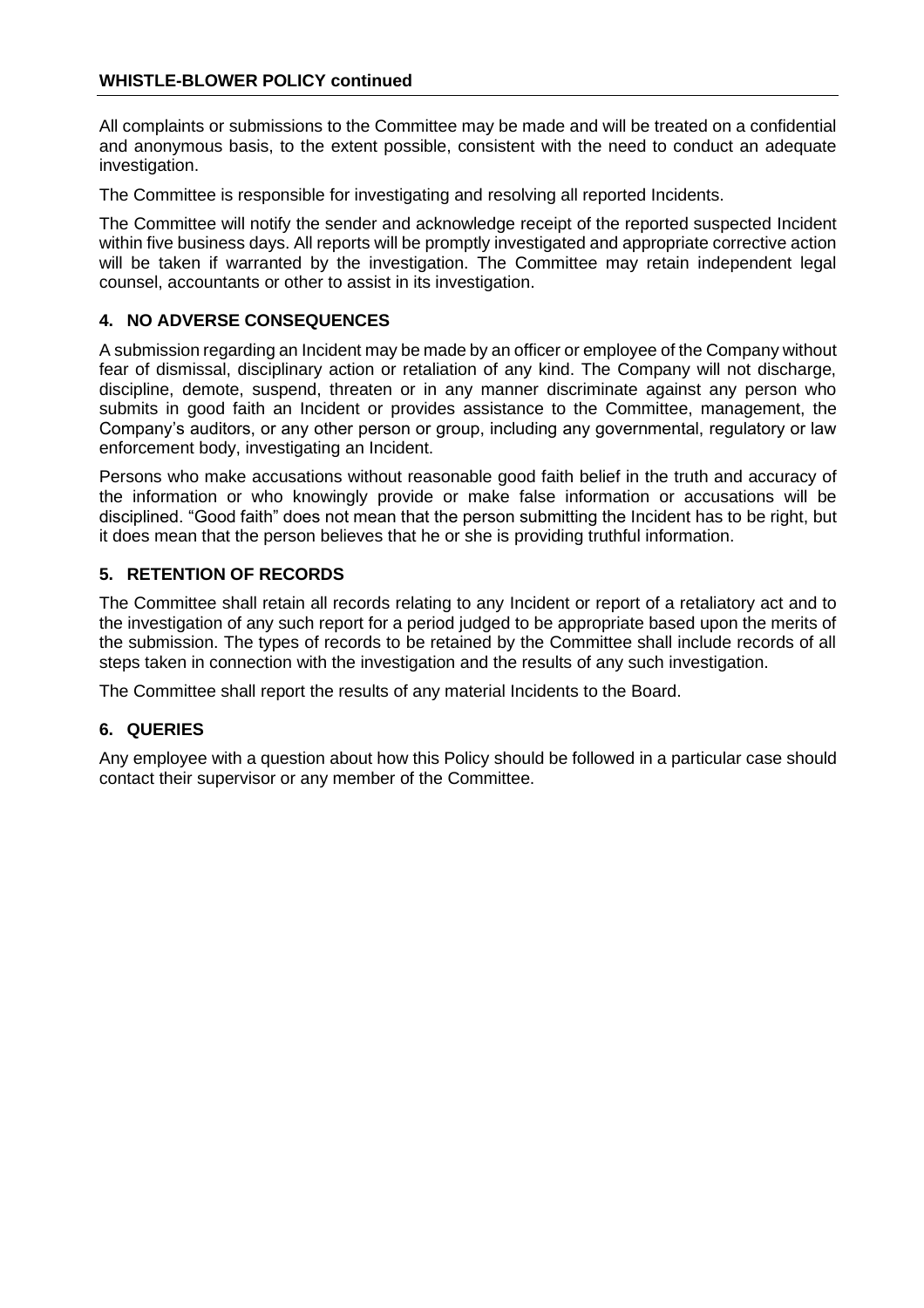All complaints or submissions to the Committee may be made and will be treated on a confidential and anonymous basis, to the extent possible, consistent with the need to conduct an adequate investigation.

The Committee is responsible for investigating and resolving all reported Incidents.

The Committee will notify the sender and acknowledge receipt of the reported suspected Incident within five business days. All reports will be promptly investigated and appropriate corrective action will be taken if warranted by the investigation. The Committee may retain independent legal counsel, accountants or other to assist in its investigation.

## 4. NO ADVERSE CONSEQUENCES

A submission regarding an Incident may be made by an officer or employee of the Company without fear of dismissal, disciplinary action or retaliation of any kind. The Company will not discharge, discipline, demote, suspend, threaten or in any manner discriminate against any person who submits in good faith an Incident or provides assistance to the Committee, management, the Company's auditors, or any other person or group, including any governmental, regulatory or law enforcement body, investigating an Incident.

Persons who make accusations without reasonable good faith belief in the truth and accuracy of the information or who knowingly provide or make false information or accusations will be disciplined. "Good faith" does not mean that the person submitting the Incident has to be right, but it does mean that the person believes that he or she is providing truthful information.

## 5. RETENTION OF RECORDS

The Committee shall retain all records relating to any Incident or report of a retaliatory act and to the investigation of any such report for a period judged to be appropriate based upon the merits of the submission. The types of records to be retained by the Committee shall include records of all steps taken in connection with the investigation and the results of any such investigation.

The Committee shall report the results of any material Incidents to the Board.

## 6. QUERIES

Any employee with a question about how this Policy should be followed in a particular case should contact their supervisor or any member of the Committee.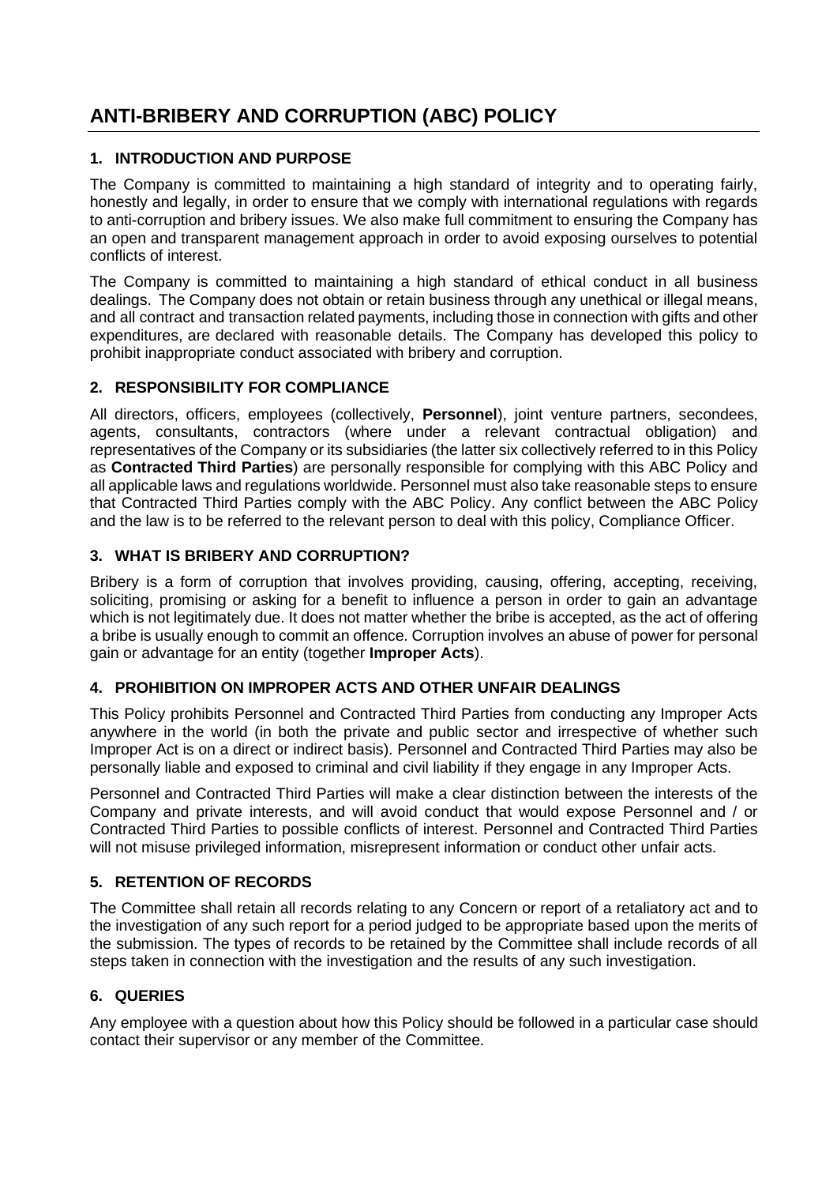# ANTI-BRIBERY AND CORRUPTION (ABC) POLICY

## 1. INTRODUCTION AND PURPOSE

The Company is committed to maintaining a high standard of integrity and to operating fairly, honestly and legally, in order to ensure that we comply with international regulations with regards to anti-corruption and bribery issues. We also make full commitment to ensuring the Company has an open and transparent management approach in order to avoid exposing ourselves to potential conflicts of interest.

The Company is committed to maintaining a high standard of ethical conduct in all business dealings. The Company does not obtain or retain business through any unethical or illegal means, and all contract and transaction related payments, including those in connection with gifts and other expenditures, are declared with reasonable details. The Company has developed this policy to prohibit inappropriate conduct associated with bribery and corruption.

## 2. RESPONSIBILITY FOR COMPLIANCE

All directors, officers, employees (collectively, **Personnel**), joint venture partners, secondees, agents, consultants, contractors (where under a relevant contractual obligation) and representatives of the Company or its subsidiaries (the latter six collectively referred to in this Policy as **Contracted Third Parties**) are personally responsible for complying with this ABC Policy and all applicable laws and regulations worldwide. Personnel must also take reasonable steps to ensure that Contracted Third Parties comply with the ABC Policy. Any conflict between the ABC Policy and the law is to be referred to the relevant person to deal with this policy, Compliance Officer.

## 3. WHAT IS BRIBERY AND CORRUPTION?

Bribery is a form of corruption that involves providing, causing, offering, accepting, receiving, soliciting, promising or asking for a benefit to influence a person in order to gain an advantage which is not legitimately due. It does not matter whether the bribe is accepted, as the act of offering a bribe is usually enough to commit an offence. Corruption involves an abuse of power for personal gain or advantage for an entity (together **Improper Acts**).

## 4. PROHIBITION ON IMPROPER ACTS AND OTHER UNFAIR DEALINGS

This Policy prohibits Personnel and Contracted Third Parties from conducting any Improper Acts anywhere in the world (in both the private and public sector and irrespective of whether such Improper Act is on a direct or indirect basis). Personnel and Contracted Third Parties may also be personally liable and exposed to criminal and civil liability if they engage in any Improper Acts.

Personnel and Contracted Third Parties will make a clear distinction between the interests of the Company and private interests, and will avoid conduct that would expose Personnel and / or Contracted Third Parties to possible conflicts of interest. Personnel and Contracted Third Parties will not misuse privileged information, misrepresent information or conduct other unfair acts.

## 5. RETENTION OF RECORDS

The Committee shall retain all records relating to any Concern or report of a retaliatory act and to the investigation of any such report for a period judged to be appropriate based upon the merits of the submission. The types of records to be retained by the Committee shall include records of all steps taken in connection with the investigation and the results of any such investigation.

## 6. QUERIES

Any employee with a question about how this Policy should be followed in a particular case should contact their supervisor or any member of the Committee.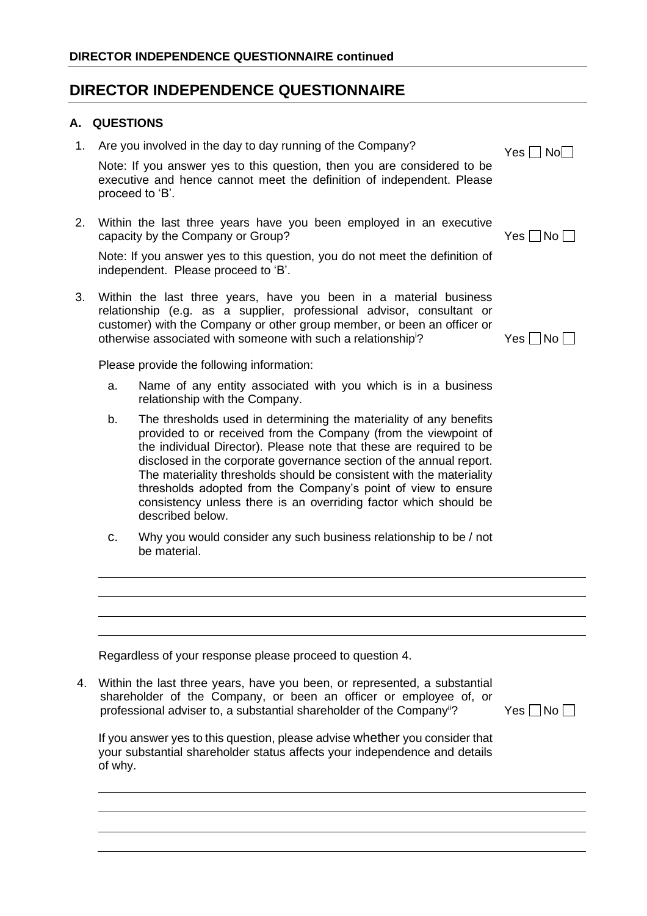# DIRECTOR INDEPENDENCE QUESTIONNAIRE

## A. QUESTIONS

1. Are you involved in the day to day running of the Company? Yes ☐ No ☐

   Note: If you answer yes to this question, then you are considered to be executive and hence cannot meet the definition of independent. Please proceed to 'B'.

2. Within the last three years have you been employed in an executive capacity by the Company or Group? Yes ☐ No ☐

   Note: If you answer yes to this question, you do not meet the definition of independent. Please proceed to 'B'.

3. Within the last three years, have you been in a material business relationship (e.g. as a supplier, professional advisor, consultant or customer) with the Company or other group member, or been an officer or otherwise associated with someone with such a relationship[i]? Yes ☐ No ☐

   Please provide the following information:

   a. Name of any entity associated with you which is in a business relationship with the Company.

   b. The thresholds used in determining the materiality of any benefits provided to or received from the Company (from the viewpoint of the individual Director). Please note that these are required to be disclosed in the corporate governance section of the annual report. The materiality thresholds should be consistent with the materiality thresholds adopted from the Company's point of view to ensure consistency unless there is an overriding factor which should be described below.

   c. Why you would consider any such business relationship to be / not be material.

   ______________________________________________

   ______________________________________________

   ______________________________________________

   ______________________________________________

   Regardless of your response please proceed to question 4.

4. Within the last three years, have you been, or represented, a substantial shareholder of the Company, or been an officer or employee of, or professional adviser to, a substantial shareholder of the Company[ii]? Yes ☐ No ☐

   If you answer yes to this question, please advise whether you consider that your substantial shareholder status affects your independence and details of why.

   ______________________________________________

   ______________________________________________

   ______________________________________________

   ______________________________________________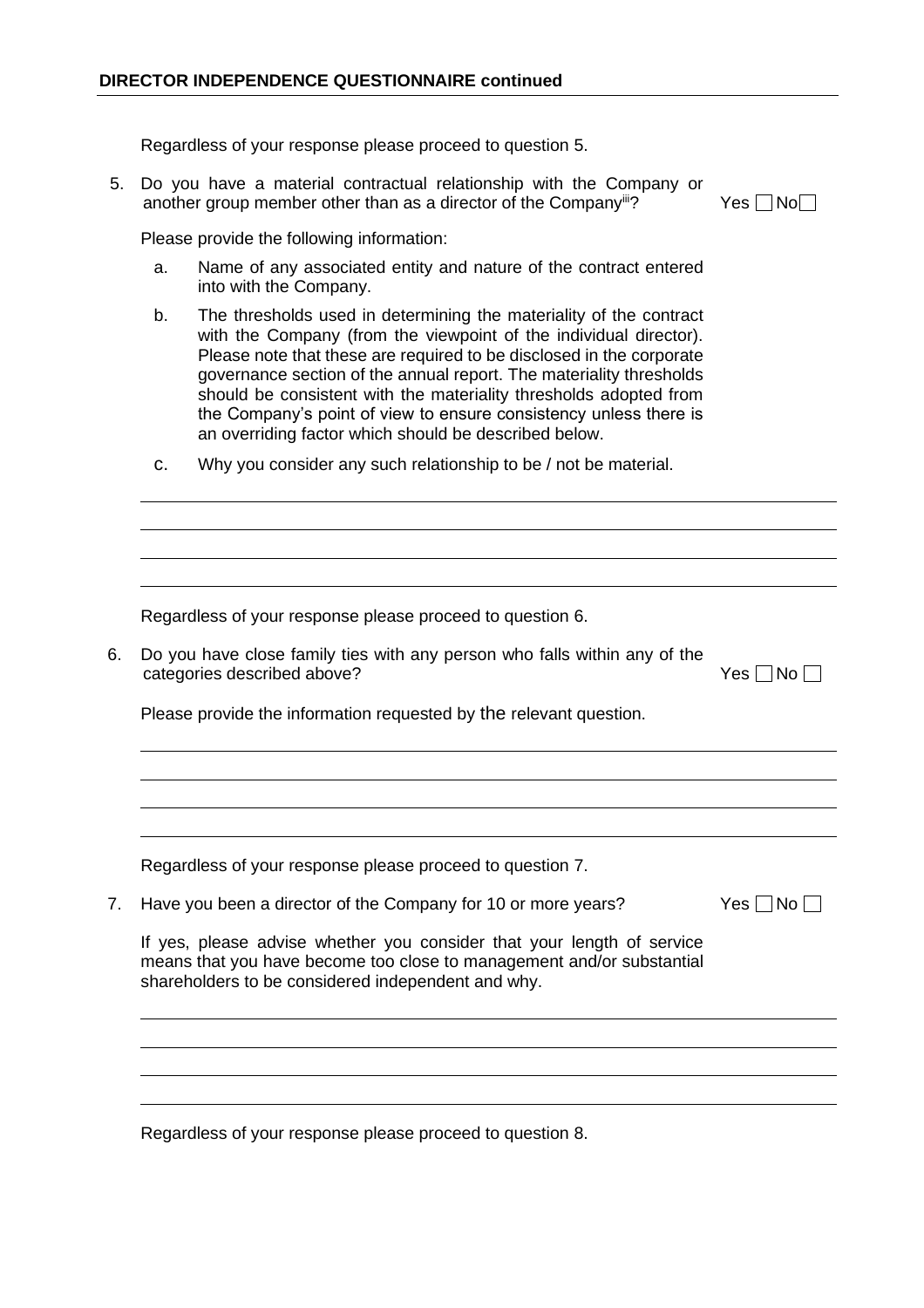**DIRECTOR INDEPENDENCE QUESTIONNAIRE continued**

Regardless of your response please proceed to question 5.

5. Do you have a material contractual relationship with the Company or another group member other than as a director of the Company[iii]? Yes ☐ No ☐

   Please provide the following information:

   a. Name of any associated entity and nature of the contract entered into with the Company.

   b. The thresholds used in determining the materiality of the contract with the Company (from the viewpoint of the individual director). Please note that these are required to be disclosed in the corporate governance section of the annual report. The materiality thresholds should be consistent with the materiality thresholds adopted from the Company's point of view to ensure consistency unless there is an overriding factor which should be described below.

   c. Why you consider any such relationship to be / not be material.

   \_\_\_\_\_\_\_\_\_\_\_\_\_\_\_\_\_\_\_\_\_\_\_\_\_\_\_\_\_\_\_\_\_\_\_\_\_\_\_\_\_\_\_\_\_\_\_\_

   \_\_\_\_\_\_\_\_\_\_\_\_\_\_\_\_\_\_\_\_\_\_\_\_\_\_\_\_\_\_\_\_\_\_\_\_\_\_\_\_\_\_\_\_\_\_\_\_

   \_\_\_\_\_\_\_\_\_\_\_\_\_\_\_\_\_\_\_\_\_\_\_\_\_\_\_\_\_\_\_\_\_\_\_\_\_\_\_\_\_\_\_\_\_\_\_\_

   \_\_\_\_\_\_\_\_\_\_\_\_\_\_\_\_\_\_\_\_\_\_\_\_\_\_\_\_\_\_\_\_\_\_\_\_\_\_\_\_\_\_\_\_\_\_\_\_

Regardless of your response please proceed to question 6.

6. Do you have close family ties with any person who falls within any of the categories described above? Yes ☐ No ☐

   Please provide the information requested by the relevant question.

   \_\_\_\_\_\_\_\_\_\_\_\_\_\_\_\_\_\_\_\_\_\_\_\_\_\_\_\_\_\_\_\_\_\_\_\_\_\_\_\_\_\_\_\_\_\_\_\_

   \_\_\_\_\_\_\_\_\_\_\_\_\_\_\_\_\_\_\_\_\_\_\_\_\_\_\_\_\_\_\_\_\_\_\_\_\_\_\_\_\_\_\_\_\_\_\_\_

   \_\_\_\_\_\_\_\_\_\_\_\_\_\_\_\_\_\_\_\_\_\_\_\_\_\_\_\_\_\_\_\_\_\_\_\_\_\_\_\_\_\_\_\_\_\_\_\_

   \_\_\_\_\_\_\_\_\_\_\_\_\_\_\_\_\_\_\_\_\_\_\_\_\_\_\_\_\_\_\_\_\_\_\_\_\_\_\_\_\_\_\_\_\_\_\_\_

Regardless of your response please proceed to question 7.

7. Have you been a director of the Company for 10 or more years? Yes ☐ No ☐

   If yes, please advise whether you consider that your length of service means that you have become too close to management and/or substantial shareholders to be considered independent and why.

   \_\_\_\_\_\_\_\_\_\_\_\_\_\_\_\_\_\_\_\_\_\_\_\_\_\_\_\_\_\_\_\_\_\_\_\_\_\_\_\_\_\_\_\_\_\_\_\_

   \_\_\_\_\_\_\_\_\_\_\_\_\_\_\_\_\_\_\_\_\_\_\_\_\_\_\_\_\_\_\_\_\_\_\_\_\_\_\_\_\_\_\_\_\_\_\_\_

   \_\_\_\_\_\_\_\_\_\_\_\_\_\_\_\_\_\_\_\_\_\_\_\_\_\_\_\_\_\_\_\_\_\_\_\_\_\_\_\_\_\_\_\_\_\_\_\_

   \_\_\_\_\_\_\_\_\_\_\_\_\_\_\_\_\_\_\_\_\_\_\_\_\_\_\_\_\_\_\_\_\_\_\_\_\_\_\_\_\_\_\_\_\_\_\_\_

Regardless of your response please proceed to question 8.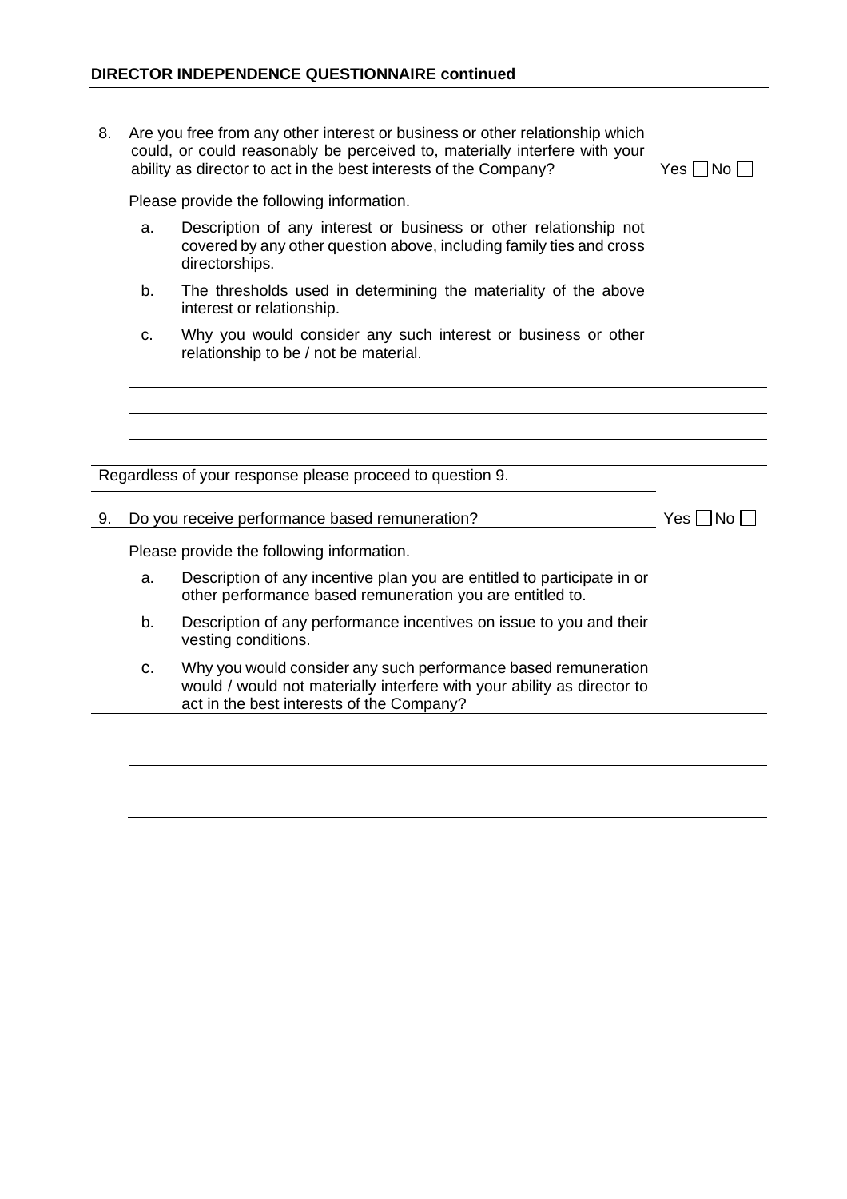**DIRECTOR INDEPENDENCE QUESTIONNAIRE continued**

8. Are you free from any other interest or business or other relationship which could, or could reasonably be perceived to, materially interfere with your ability as director to act in the best interests of the Company? Yes ☐ No ☐

   Please provide the following information.

   a. Description of any interest or business or other relationship not covered by any other question above, including family ties and cross directorships.

   b. The thresholds used in determining the materiality of the above interest or relationship.

   c. Why you would consider any such interest or business or other relationship to be / not be material.

Regardless of your response please proceed to question 9.

9. Do you receive performance based remuneration? Yes ☐ No ☐

   Please provide the following information.

   a. Description of any incentive plan you are entitled to participate in or other performance based remuneration you are entitled to.

   b. Description of any performance incentives on issue to you and their vesting conditions.

   c. Why you would consider any such performance based remuneration would / would not materially interfere with your ability as director to act in the best interests of the Company?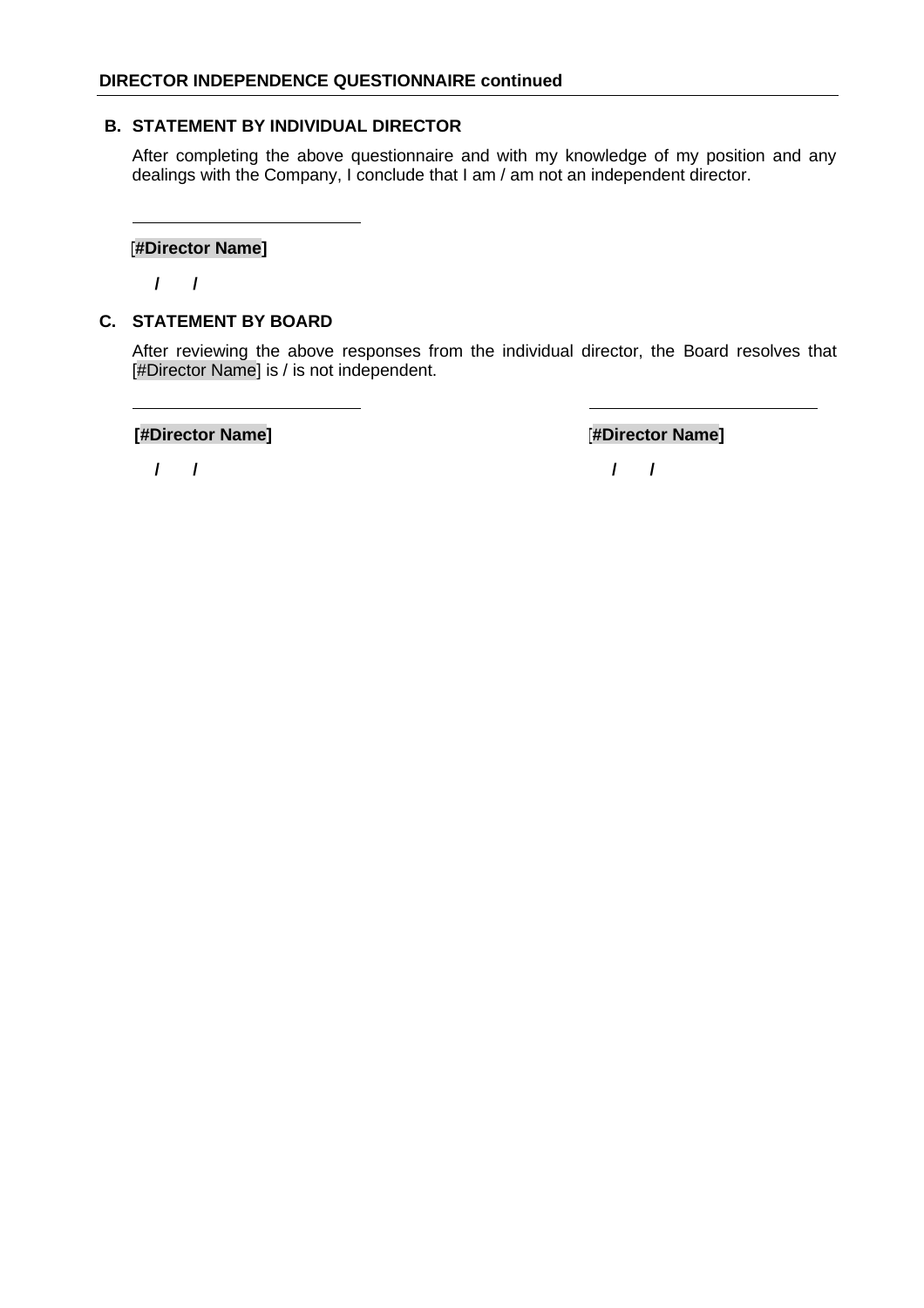**DIRECTOR INDEPENDENCE QUESTIONNAIRE continued**

## B. STATEMENT BY INDIVIDUAL DIRECTOR

After completing the above questionnaire and with my knowledge of my position and any dealings with the Company, I conclude that I am / am not an independent director.

\_\_\_\_\_\_\_\_\_\_\_\_\_\_\_\_\_\_\_\_\_\_\_\_\_\_\_\_

**[#Director Name]**

**/ /**

## C. STATEMENT BY BOARD

After reviewing the above responses from the individual director, the Board resolves that [#Director Name] is / is not independent.

\_\_\_\_\_\_\_\_\_\_\_\_\_\_\_\_\_\_\_\_\_\_\_\_\_\_\_\_

**[#Director Name]**

**/ /**

\_\_\_\_\_\_\_\_\_\_\_\_\_\_\_\_\_\_\_\_\_\_\_\_\_\_\_\_

**[#Director Name]**

**/ /**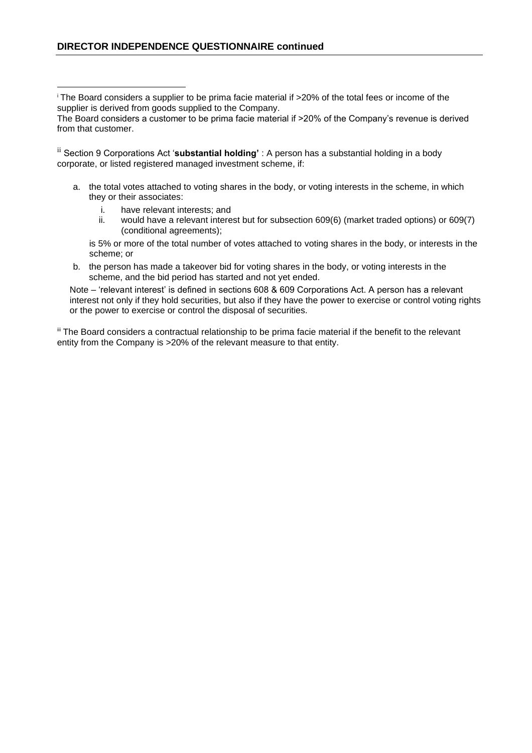## DIRECTOR INDEPENDENCE QUESTIONNAIRE continued

---

[i] The Board considers a supplier to be prima facie material if >20% of the total fees or income of the supplier is derived from goods supplied to the Company.
The Board considers a customer to be prima facie material if >20% of the Company's revenue is derived from that customer.

[ii] Section 9 Corporations Act '**substantial holding'** : A person has a substantial holding in a body corporate, or listed registered managed investment scheme, if:

a. the total votes attached to voting shares in the body, or voting interests in the scheme, in which they or their associates:
   i. have relevant interests; and
   ii. would have a relevant interest but for subsection 609(6) (market traded options) or 609(7) (conditional agreements);

   is 5% or more of the total number of votes attached to voting shares in the body, or interests in the scheme; or

b. the person has made a takeover bid for voting shares in the body, or voting interests in the scheme, and the bid period has started and not yet ended.

Note – 'relevant interest' is defined in sections 608 & 609 Corporations Act. A person has a relevant interest not only if they hold securities, but also if they have the power to exercise or control voting rights or the power to exercise or control the disposal of securities.

[iii] The Board considers a contractual relationship to be prima facie material if the benefit to the relevant entity from the Company is >20% of the relevant measure to that entity.